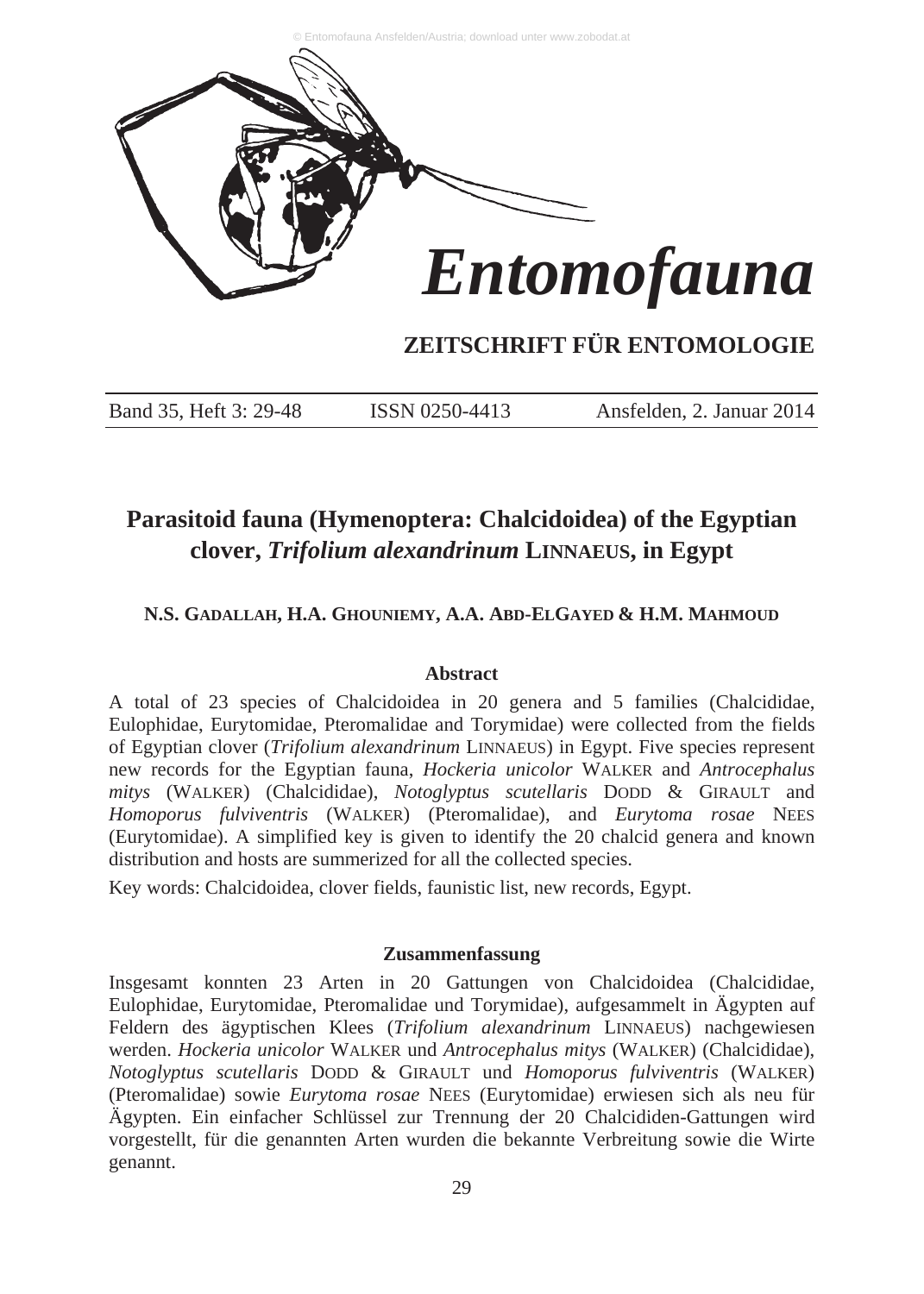# Entomofauna

**ZEITSCHRIFT FÜR ENTOMOLOGIE**

Band 35, Heft 3: 29-48 ISSN 0250-4413 Ansfelden, 2. Januar 2014

## Parasitoid fauna (Hymenoptera: Chalcidoidea) of the Egyptian clover, *Trifolium alexandrinum* LINNAEUS, in Egypt

**N.S. GADALLAH, H.A. GHOUNIEMY, A.A. ABD-ELGAYED & H.M. MAHMOUD**

### Abstract

A total of 23 species of Chalcidoidea in 20 genera and 5 families (Chalcididae, Eulophidae, Eurytomidae, Pteromalidae and Torymidae) were collected from the fields of Egyptian clover (*Trifolium alexandrinum* LINNAEUS) in Egypt. Five species represent new records for the Egyptian fauna, *Hockeria unicolor* WALKER and *Antrocephalus mitys* (WALKER) (Chalcididae), *Notoglyptus scutellaris* DODD & GIRAULT and *Homoporus fulviventris* (WALKER) (Pteromalidae), and *Eurytoma rosae* NEES (Eurytomidae). A simplified key is given to identify the 20 chalcid genera and known distribution and hosts are summerized for all the collected species.

Key words: Chalcidoidea, clover fields, faunistic list, new records, Egypt.

### Zusammenfassung

Insgesamt konnten 23 Arten in 20 Gattungen von Chalcidoidea (Chalcididae, Eulophidae, Eurytomidae, Pteromalidae und Torymidae), aufgesammelt in Ägypten auf Feldern des ägyptischen Klees (*Trifolium alexandrinum* LINNAEUS) nachgewiesen werden. *Hockeria unicolor* WALKER und *Antrocephalus mitys* (WALKER) (Chalcididae), *Notoglyptus scutellaris* DODD & GIRAULT und *Homoporus fulviventris* (WALKER) (Pteromalidae) sowie *Eurytoma rosae* NEES (Eurytomidae) erwiesen sich als neu für Ägypten. Ein einfacher Schlüssel zur Trennung der 20 Chalcididen-Gattungen wird vorgestellt, für die genannten Arten wurden die bekannte Verbreitung sowie die Wirte genannt.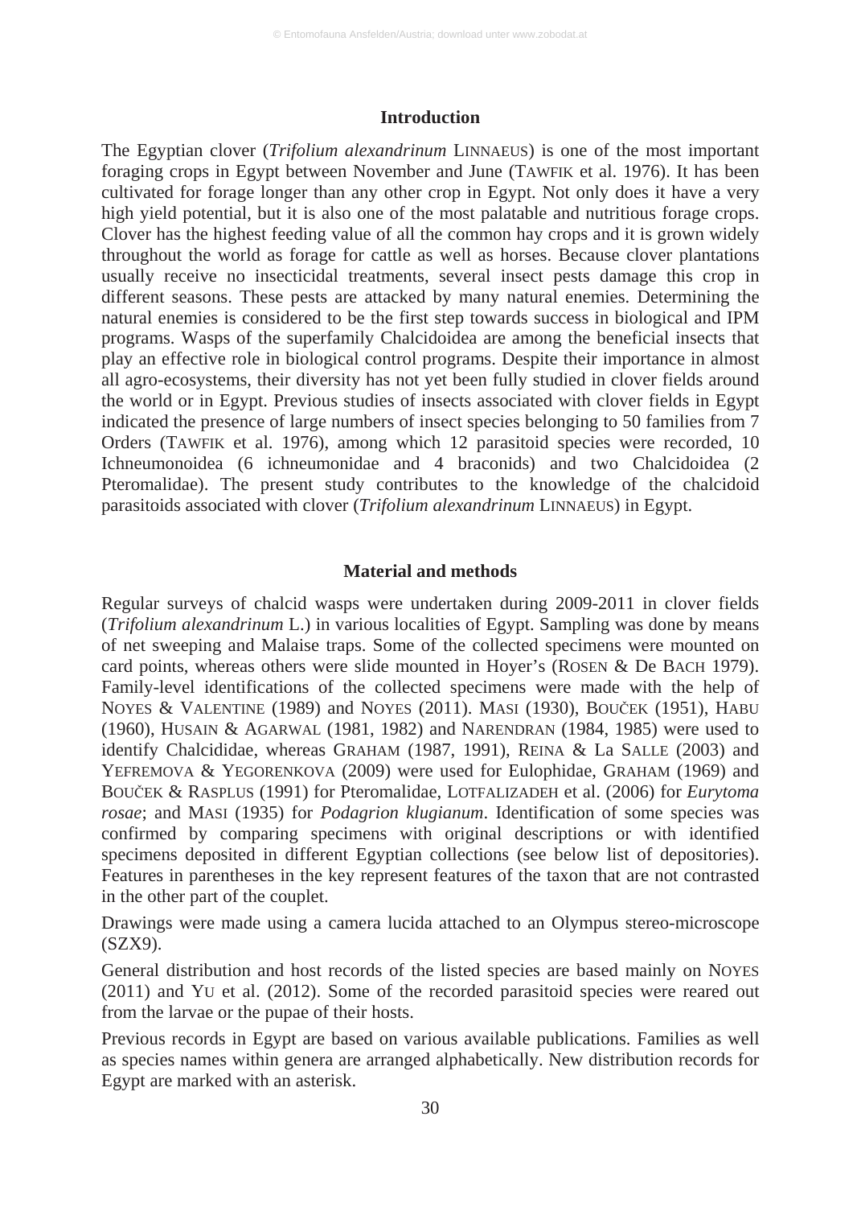## Introduction

The Egyptian clover (*Trifolium alexandrinum* LINNAEUS) is one of the most important foraging crops in Egypt between November and June (TAWFIK et al. 1976). It has been cultivated for forage longer than any other crop in Egypt. Not only does it have a very high yield potential, but it is also one of the most palatable and nutritious forage crops. Clover has the highest feeding value of all the common hay crops and it is grown widely throughout the world as forage for cattle as well as horses. Because clover plantations usually receive no insecticidal treatments, several insect pests damage this crop in different seasons. These pests are attacked by many natural enemies. Determining the natural enemies is considered to be the first step towards success in biological and IPM programs. Wasps of the superfamily Chalcidoidea are among the beneficial insects that play an effective role in biological control programs. Despite their importance in almost all agro-ecosystems, their diversity has not yet been fully studied in clover fields around the world or in Egypt. Previous studies of insects associated with clover fields in Egypt indicated the presence of large numbers of insect species belonging to 50 families from 7 Orders (TAWFIK et al. 1976), among which 12 parasitoid species were recorded, 10 Ichneumonoidea (6 ichneumonidae and 4 braconids) and two Chalcidoidea (2 Pteromalidae). The present study contributes to the knowledge of the chalcidoid parasitoids associated with clover (*Trifolium alexandrinum* LINNAEUS) in Egypt.

## Material and methods

Regular surveys of chalcid wasps were undertaken during 2009-2011 in clover fields (*Trifolium alexandrinum* L.) in various localities of Egypt. Sampling was done by means of net sweeping and Malaise traps. Some of the collected specimens were mounted on card points, whereas others were slide mounted in Hoyer's (ROSEN & De BACH 1979). Family-level identifications of the collected specimens were made with the help of NOYES & VALENTINE (1989) and NOYES (2011). MASI (1930), BOUČEK (1951), HABU (1960), HUSAIN & AGARWAL (1981, 1982) and NARENDRAN (1984, 1985) were used to identify Chalcididae, whereas GRAHAM (1987, 1991), REINA & La SALLE (2003) and YEFREMOVA & YEGORENKOVA (2009) were used for Eulophidae, GRAHAM (1969) and BOUČEK & RASPLUS (1991) for Pteromalidae, LOTFALIZADEH et al. (2006) for *Eurytoma rosae*; and MASI (1935) for *Podagrion klugianum*. Identification of some species was confirmed by comparing specimens with original descriptions or with identified specimens deposited in different Egyptian collections (see below list of depositories). Features in parentheses in the key represent features of the taxon that are not contrasted in the other part of the couplet.

Drawings were made using a camera lucida attached to an Olympus stereo-microscope (SZX9).

General distribution and host records of the listed species are based mainly on NOYES (2011) and YU et al. (2012). Some of the recorded parasitoid species were reared out from the larvae or the pupae of their hosts.

Previous records in Egypt are based on various available publications. Families as well as species names within genera are arranged alphabetically. New distribution records for Egypt are marked with an asterisk.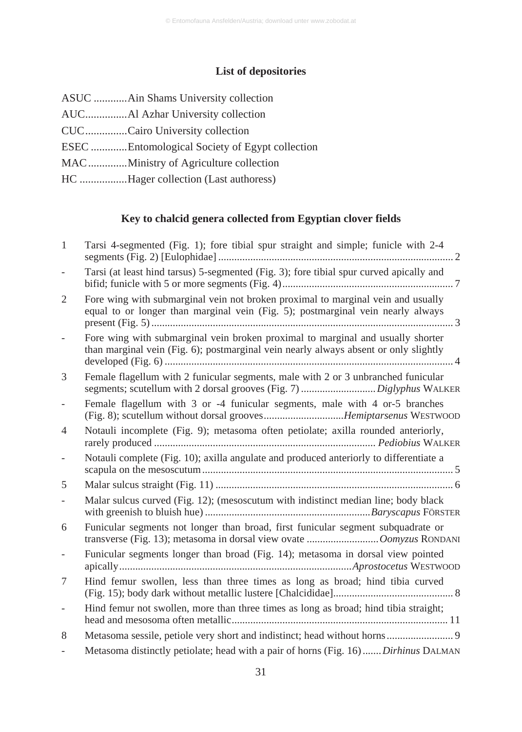## List of depositories

ASUC ............Ain Shams University collection
AUC...............Al Azhar University collection
CUC...............Cairo University collection
ESEC .............Entomological Society of Egypt collection
MAC..............Ministry of Agriculture collection
HC .................Hager collection (Last authoress)

## Key to chalcid genera collected from Egyptian clover fields

| | | |
|---|---|---|
| 1 | Tarsi 4-segmented (Fig. 1); fore tibial spur straight and simple; funicle with 2-4 segments (Fig. 2) [Eulophidae] | 2 |
| - | Tarsi (at least hind tarsus) 5-segmented (Fig. 3); fore tibial spur curved apically and bifid; funicle with 5 or more segments (Fig. 4) | 7 |
| 2 | Fore wing with submarginal vein not broken proximal to marginal vein and usually equal to or longer than marginal vein (Fig. 5); postmarginal vein nearly always present (Fig. 5) | 3 |
| - | Fore wing with submarginal vein broken proximal to marginal and usually shorter than marginal vein (Fig. 6); postmarginal vein nearly always absent or only slightly developed (Fig. 6) | 4 |
| 3 | Female flagellum with 2 funicular segments, male with 2 or 3 unbranched funicular segments; scutellum with 2 dorsal grooves (Fig. 7) | *Diglyphus* WALKER |
| - | Female flagellum with 3 or -4 funicular segments, male with 4 or-5 branches (Fig. 8); scutellum without dorsal grooves | *Hemiptarsenus* WESTWOOD |
| 4 | Notauli incomplete (Fig. 9); metasoma often petiolate; axilla rounded anteriorly, rarely produced | *Pediobius* WALKER |
| - | Notauli complete (Fig. 10); axilla angulate and produced anteriorly to differentiate a scapula on the mesoscutum | 5 |
| 5 | Malar sulcus straight (Fig. 11) | 6 |
| - | Malar sulcus curved (Fig. 12); (mesoscutum with indistinct median line; body black with greenish to bluish hue) | *Baryscapus* FÖRSTER |
| 6 | Funicular segments not longer than broad, first funicular segment subquadrate or transverse (Fig. 13); metasoma in dorsal view ovate | *Oomyzus* RONDANI |
| - | Funicular segments longer than broad (Fig. 14); metasoma in dorsal view pointed apically | *Aprostocetus* WESTWOOD |
| 7 | Hind femur swollen, less than three times as long as broad; hind tibia curved (Fig. 15); body dark without metallic lustere [Chalcididae] | 8 |
| - | Hind femur not swollen, more than three times as long as broad; hind tibia straight; head and mesosoma often metallic | 11 |
| 8 | Metasoma sessile, petiole very short and indistinct; head without horns | 9 |
| - | Metasoma distinctly petiolate; head with a pair of horns (Fig. 16) | *Dirhinus* DALMAN |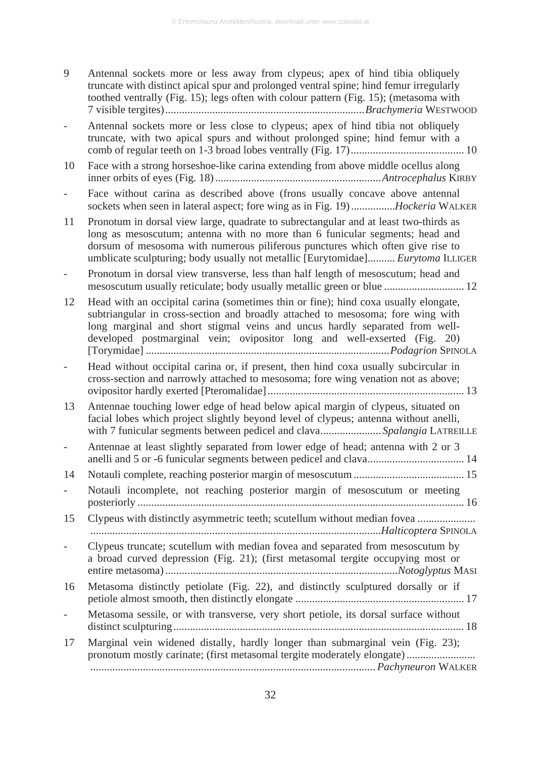9 Antennal sockets more or less away from clypeus; apex of hind tibia obliquely truncate with distinct apical spur and prolonged ventral spine; hind femur irregularly toothed ventrally (Fig. 15); legs often with colour pattern (Fig. 15); (metasoma with 7 visible tergites) ........................................................................ *Brachymeria* WESTWOOD

\- Antennal sockets more or less close to clypeus; apex of hind tibia not obliquely truncate, with two apical spurs and without prolonged spine; hind femur with a comb of regular teeth on 1-3 broad lobes ventrally (Fig. 17) ......................................... 10

10 Face with a strong horseshoe-like carina extending from above middle ocellus along inner orbits of eyes (Fig. 18) ............................................................ *Antrocephalus* KIRBY

\- Face without carina as described above (frons usually concave above antennal sockets when seen in lateral aspect; fore wing as in Fig. 19) ................ *Hockeria* WALKER

11 Pronotum in dorsal view large, quadrate to subrectangular and at least two-thirds as long as mesoscutum; antenna with no more than 6 funicular segments; head and dorsum of mesosoma with numerous piliferous punctures which often give rise to umblicate sculpturing; body usually not metallic [Eurytomidae].......... *Eurytoma* ILLIGER

\- Pronotum in dorsal view transverse, less than half length of mesoscutum; head and mesoscutum usually reticulate; body usually metallic green or blue ............................. 12

12 Head with an occipital carina (sometimes thin or fine); hind coxa usually elongate, subtriangular in cross-section and broadly attached to mesosoma; fore wing with long marginal and short stigmal veins and uncus hardly separated from well-developed postmarginal vein; ovipositor long and well-exserted (Fig. 20) [Torymidae] ........................................................................................ *Podagrion* SPINOLA

\- Head without occipital carina or, if present, then hind coxa usually subcircular in cross-section and narrowly attached to mesosoma; fore wing venation not as above; ovipositor hardly exerted [Pteromalidae] ....................................................................... 13

13 Antennae touching lower edge of head below apical margin of clypeus, situated on facial lobes which project slightly beyond level of clypeus; antenna without anelli, with 7 funicular segments between pedicel and clava...................... *Spalangia* LATREILLE

\- Antennae at least slightly separated from lower edge of head; antenna with 2 or 3 anelli and 5 or -6 funicular segments between pedicel and clava................................... 14

14 Notauli complete, reaching posterior margin of mesoscutum ........................................ 15

\- Notauli incomplete, not reaching posterior margin of mesoscutum or meeting posteriorly ..................................................................................................................... 16

15 Clypeus with distinctly asymmetric teeth; scutellum without median fovea ..................... ........................................................................................................ *Halticoptera* SPINOLA

\- Clypeus truncate; scutellum with median fovea and separated from mesoscutum by a broad curved depression (Fig. 21); (first metasomal tergite occupying most or entire metasoma) ................................................................................... *Notoglyptus* MASI

16 Metasoma distinctly petiolate (Fig. 22), and distinctly sculptured dorsally or if petiole almost smooth, then distinctly elongate ............................................................ 17

\- Metasoma sessile, or with transverse, very short petiole, its dorsal surface without distinct sculpturing ......................................................................................................... 18

17 Marginal vein widened distally, hardly longer than submarginal vein (Fig. 23); pronotum mostly carinate; (first metasomal tergite moderately elongate) ......................... ...................................................................................................... *Pachyneuron* WALKER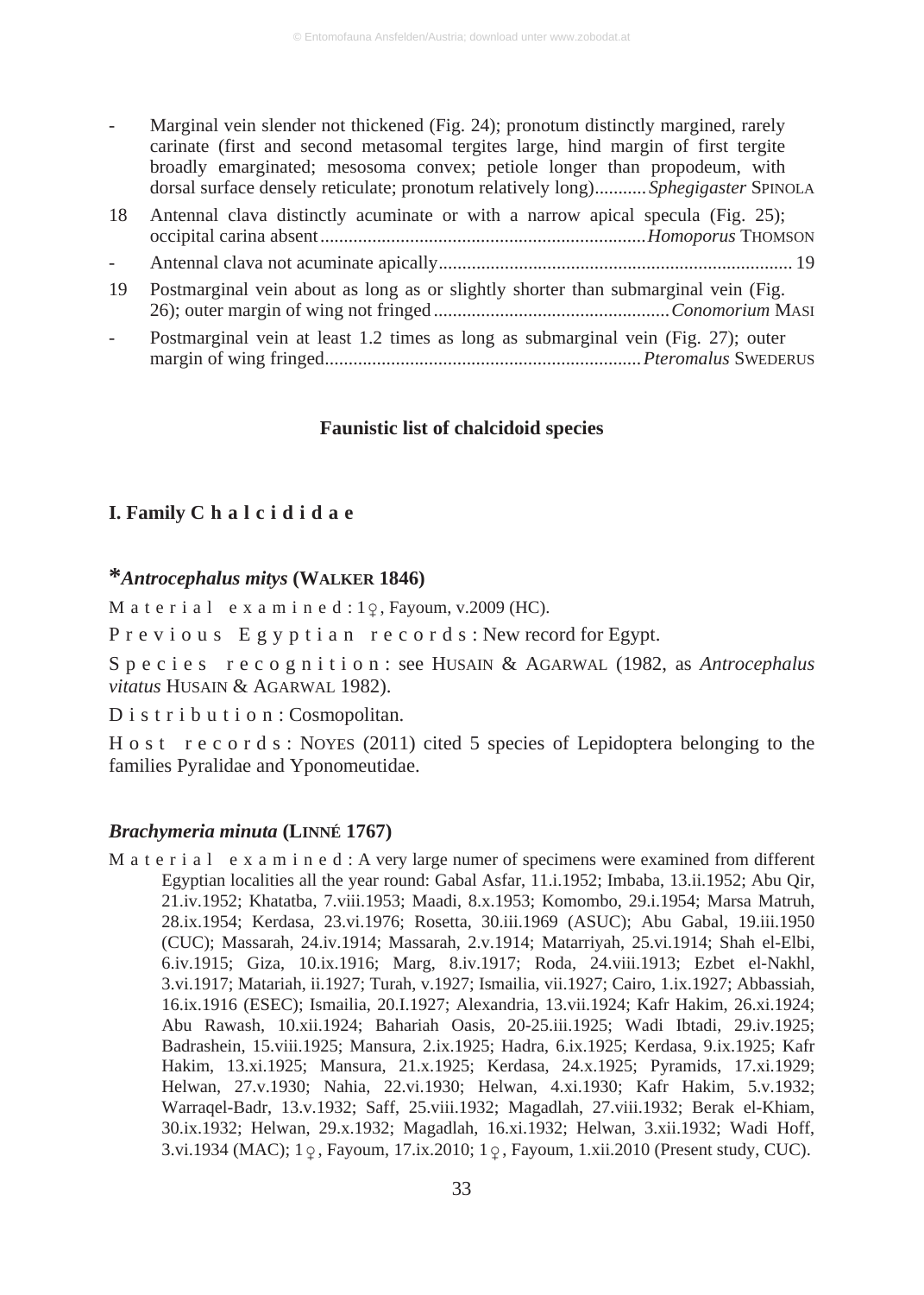- Marginal vein slender not thickened (Fig. 24); pronotum distinctly margined, rarely carinate (first and second metasomal tergites large, hind margin of first tergite broadly emarginated; mesosoma convex; petiole longer than propodeum, with dorsal surface densely reticulate; pronotum relatively long)........... *Sphegigaster* SPINOLA

18 Antennal clava distinctly acuminate or with a narrow apical specula (Fig. 25); occipital carina absent.................................................................... *Homoporus* THOMSON

- Antennal clava not acuminate apically.......................................................................... 19

19 Postmarginal vein about as long as or slightly shorter than submarginal vein (Fig. 26); outer margin of wing not fringed................................................. *Conomorium* MASI

- Postmarginal vein at least 1.2 times as long as submarginal vein (Fig. 27); outer margin of wing fringed.................................................................. *Pteromalus* SWEDERUS

## Faunistic list of chalcidoid species

### I. Family C h a l c i d i d a e

#### \**Antrocephalus mitys* (WALKER 1846)

M a t e r i a l e x a m i n e d : 1♀, Fayoum, v.2009 (HC).

P r e v i o u s E g y p t i a n r e c o r d s : New record for Egypt.

S p e c i e s r e c o g n i t i o n : see HUSAIN & AGARWAL (1982, as *Antrocephalus vitatus* HUSAIN & AGARWAL 1982).

D i s t r i b u t i o n : Cosmopolitan.

H o s t r e c o r d s : NOYES (2011) cited 5 species of Lepidoptera belonging to the families Pyralidae and Yponomeutidae.

#### *Brachymeria minuta* (LINNÉ 1767)

M a t e r i a l e x a m i n e d : A very large numer of specimens were examined from different Egyptian localities all the year round: Gabal Asfar, 11.i.1952; Imbaba, 13.ii.1952; Abu Qir, 21.iv.1952; Khatatba, 7.viii.1953; Maadi, 8.x.1953; Komombo, 29.i.1954; Marsa Matruh, 28.ix.1954; Kerdasa, 23.vi.1976; Rosetta, 30.iii.1969 (ASUC); Abu Gabal, 19.iii.1950 (CUC); Massarah, 24.iv.1914; Massarah, 2.v.1914; Matarriyah, 25.vi.1914; Shah el-Elbi, 6.iv.1915; Giza, 10.ix.1916; Marg, 8.iv.1917; Roda, 24.viii.1913; Ezbet el-Nakhl, 3.vi.1917; Matariah, ii.1927; Turah, v.1927; Ismailia, vii.1927; Cairo, 1.ix.1927; Abbassiah, 16.ix.1916 (ESEC); Ismailia, 20.I.1927; Alexandria, 13.vii.1924; Kafr Hakim, 26.xi.1924; Abu Rawash, 10.xii.1924; Bahariah Oasis, 20-25.iii.1925; Wadi Ibtadi, 29.iv.1925; Badrashein, 15.viii.1925; Mansura, 2.ix.1925; Hadra, 6.ix.1925; Kerdasa, 9.ix.1925; Kafr Hakim, 13.xi.1925; Mansura, 21.x.1925; Kerdasa, 24.x.1925; Pyramids, 17.xi.1929; Helwan, 27.v.1930; Nahia, 22.vi.1930; Helwan, 4.xi.1930; Kafr Hakim, 5.v.1932; Warraqel-Badr, 13.v.1932; Saff, 25.viii.1932; Magadlah, 27.viii.1932; Berak el-Khiam, 30.ix.1932; Helwan, 29.x.1932; Magadlah, 16.xi.1932; Helwan, 3.xii.1932; Wadi Hoff, 3.vi.1934 (MAC); 1♀, Fayoum, 17.ix.2010; 1♀, Fayoum, 1.xii.2010 (Present study, CUC).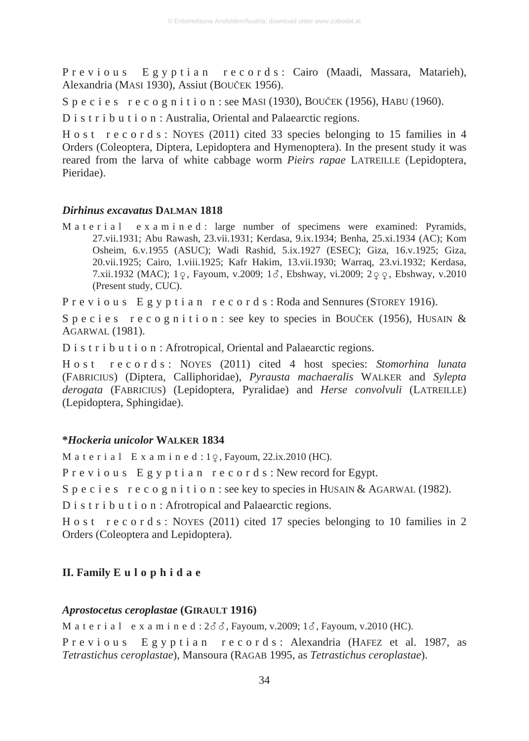Previous Egyptian records: Cairo (Maadi, Massara, Matarieh), Alexandria (MASI 1930), Assiut (BOUČEK 1956).

Species recognition: see MASI (1930), BOUČEK (1956), HABU (1960).

Distribution: Australia, Oriental and Palaearctic regions.

Host records: NOYES (2011) cited 33 species belonging to 15 families in 4 Orders (Coleoptera, Diptera, Lepidoptera and Hymenoptera). In the present study it was reared from the larva of white cabbage worm *Pieirs rapae* LATREILLE (Lepidoptera, Pieridae).

### *Dirhinus excavatus* DALMAN 1818

Material examined: large number of specimens were examined: Pyramids, 27.vii.1931; Abu Rawash, 23.vii.1931; Kerdasa, 9.ix.1934; Benha, 25.xi.1934 (AC); Kom Osheim, 6.v.1955 (ASUC); Wadi Rashid, 5.ix.1927 (ESEC); Giza, 16.v.1925; Giza, 20.vii.1925; Cairo, 1.viii.1925; Kafr Hakim, 13.vii.1930; Warraq, 23.vi.1932; Kerdasa, 7.xii.1932 (MAC); 1♀, Fayoum, v.2009; 1♂, Ebshway, vi.2009; 2♀♀, Ebshway, v.2010 (Present study, CUC).

Previous Egyptian records: Roda and Sennures (STOREY 1916).

Species recognition: see key to species in BOUČEK (1956), HUSAIN & AGARWAL (1981).

Distribution: Afrotropical, Oriental and Palaearctic regions.

Host records: NOYES (2011) cited 4 host species: *Stomorhina lunata* (FABRICIUS) (Diptera, Calliphoridae), *Pyrausta machaeralis* WALKER and *Sylepta derogata* (FABRICIUS) (Lepidoptera, Pyralidae) and *Herse convolvuli* (LATREILLE) (Lepidoptera, Sphingidae).

### **Hockeria unicolor* WALKER 1834

Material Examined: 1♀, Fayoum, 22.ix.2010 (HC).

Previous Egyptian records: New record for Egypt.

Species recognition: see key to species in HUSAIN & AGARWAL (1982).

Distribution: Afrotropical and Palaearctic regions.

Host records: NOYES (2011) cited 17 species belonging to 10 families in 2 Orders (Coleoptera and Lepidoptera).

## II. Family Eulophidae

### *Aprostocetus ceroplastae* (GIRAULT 1916)

Material examined: 2♂♂, Fayoum, v.2009; 1♂, Fayoum, v.2010 (HC).

Previous Egyptian records: Alexandria (HAFEZ et al. 1987, as *Tetrastichus ceroplastae*), Mansoura (RAGAB 1995, as *Tetrastichus ceroplastae*).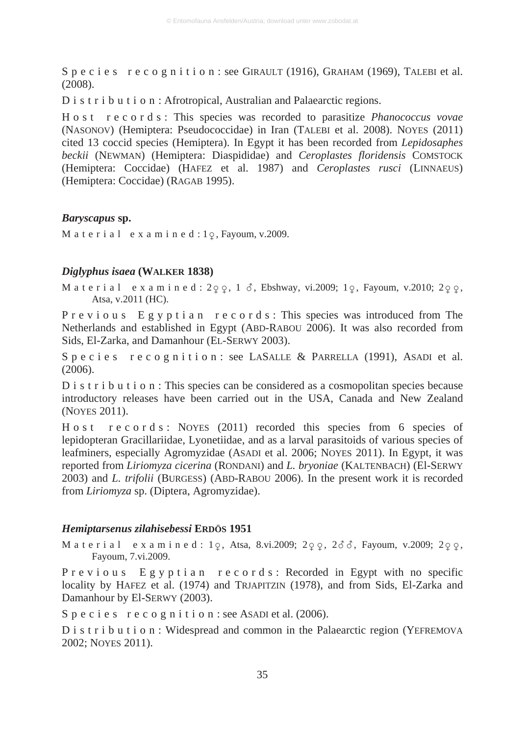Species recognition: see GIRAULT (1916), GRAHAM (1969), TALEBI et al. (2008).

Distribution: Afrotropical, Australian and Palaearctic regions.

Host records: This species was recorded to parasitize *Phanococcus vovae* (NASONOV) (Hemiptera: Pseudococcidae) in Iran (TALEBI et al. 2008). NOYES (2011) cited 13 coccid species (Hemiptera). In Egypt it has been recorded from *Lepidosaphes beckii* (NEWMAN) (Hemiptera: Diaspididae) and *Ceroplastes floridensis* COMSTOCK (Hemiptera: Coccidae) (HAFEZ et al. 1987) and *Ceroplastes rusci* (LINNAEUS) (Hemiptera: Coccidae) (RAGAB 1995).

### *Baryscapus* sp.

Material examined: 1♀, Fayoum, v.2009.

### *Diglyphus isaea* (WALKER 1838)

Material examined: 2♀♀, 1 ♂, Ebshway, vi.2009; 1♀, Fayoum, v.2010; 2♀♀, Atsa, v.2011 (HC).

Previous Egyptian records: This species was introduced from The Netherlands and established in Egypt (ABD-RABOU 2006). It was also recorded from Sids, El-Zarka, and Damanhour (EL-SERWY 2003).

Species recognition: see LASALLE & PARRELLA (1991), ASADI et al. (2006).

Distribution: This species can be considered as a cosmopolitan species because introductory releases have been carried out in the USA, Canada and New Zealand (NOYES 2011).

Host records: NOYES (2011) recorded this species from 6 species of lepidopteran Gracillariidae, Lyonetiidae, and as a larval parasitoids of various species of leafminers, especially Agromyzidae (ASADI et al. 2006; NOYES 2011). In Egypt, it was reported from *Liriomyza cicerina* (RONDANI) and *L. bryoniae* (KALTENBACH) (El-SERWY 2003) and *L. trifolii* (BURGESS) (ABD-RABOU 2006). In the present work it is recorded from *Liriomyza* sp. (Diptera, Agromyzidae).

### *Hemiptarsenus zilahisebessi* ERDÖS 1951

Material examined: 1♀, Atsa, 8.vi.2009; 2♀♀, 2♂♂, Fayoum, v.2009; 2♀♀, Fayoum, 7.vi.2009.

Previous Egyptian records: Recorded in Egypt with no specific locality by HAFEZ et al. (1974) and TRJAPITZIN (1978), and from Sids, El-Zarka and Damanhour by El-SERWY (2003).

Species recognition: see ASADI et al. (2006).

Distribution: Widespread and common in the Palaearctic region (YEFREMOVA 2002; NOYES 2011).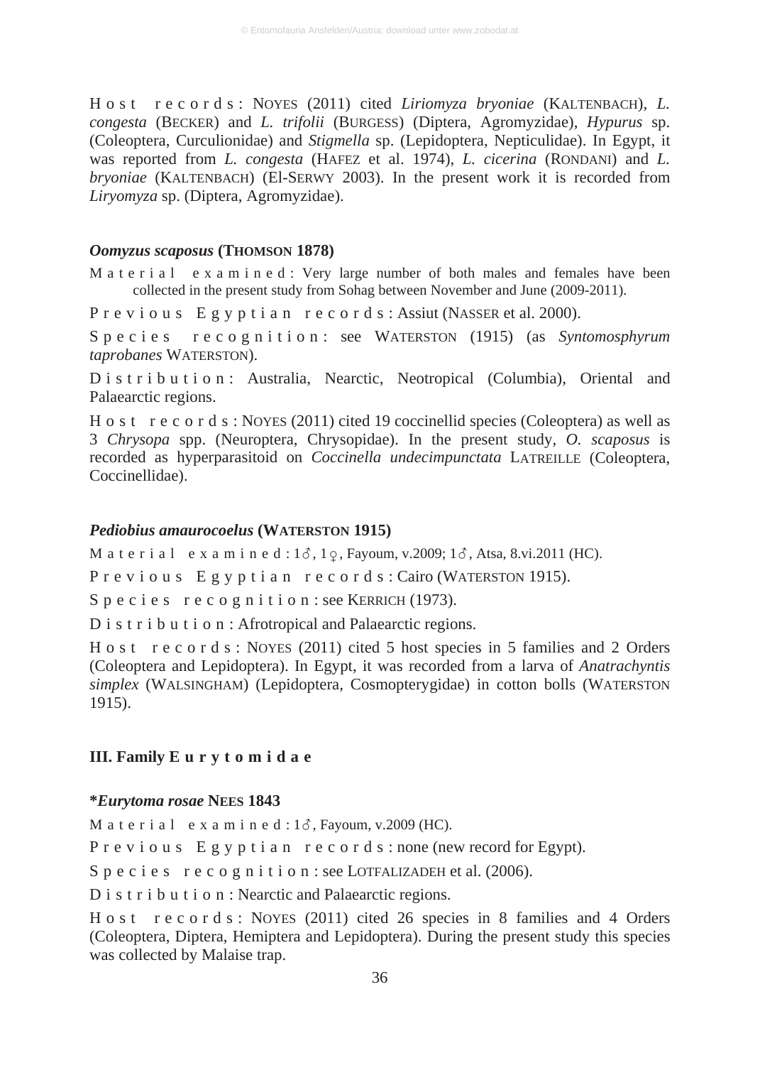H o s t r e c o r d s : NOYES (2011) cited *Liriomyza bryoniae* (KALTENBACH), *L. congesta* (BECKER) and *L. trifolii* (BURGESS) (Diptera, Agromyzidae), *Hypurus* sp. (Coleoptera, Curculionidae) and *Stigmella* sp. (Lepidoptera, Nepticulidae). In Egypt, it was reported from *L. congesta* (HAFEZ et al. 1974), *L. cicerina* (RONDANI) and *L. bryoniae* (KALTENBACH) (El-SERWY 2003). In the present work it is recorded from *Liryomyza* sp. (Diptera, Agromyzidae).

### *Oomyzus scaposus* (THOMSON 1878)

M a t e r i a l e x a m i n e d : Very large number of both males and females have been collected in the present study from Sohag between November and June (2009-2011).

P r e v i o u s E g y p t i a n r e c o r d s : Assiut (NASSER et al. 2000).

S p e c i e s r e c o g n i t i o n : see WATERSTON (1915) (as *Syntomosphyrum taprobanes* WATERSTON).

D i s t r i b u t i o n : Australia, Nearctic, Neotropical (Columbia), Oriental and Palaearctic regions.

H o s t r e c o r d s : NOYES (2011) cited 19 coccinellid species (Coleoptera) as well as 3 *Chrysopa* spp. (Neuroptera, Chrysopidae). In the present study, *O. scaposus* is recorded as hyperparasitoid on *Coccinella undecimpunctata* LATREILLE (Coleoptera, Coccinellidae).

### *Pediobius amaurocoelus* (WATERSTON 1915)

M a t e r i a l e x a m i n e d : 1♂, 1♀, Fayoum, v.2009; 1♂, Atsa, 8.vi.2011 (HC).

P r e v i o u s E g y p t i a n r e c o r d s : Cairo (WATERSTON 1915).

S p e c i e s r e c o g n i t i o n : see KERRICH (1973).

D i s t r i b u t i o n : Afrotropical and Palaearctic regions.

H o s t r e c o r d s : NOYES (2011) cited 5 host species in 5 families and 2 Orders (Coleoptera and Lepidoptera). In Egypt, it was recorded from a larva of *Anatrachyntis simplex* (WALSINGHAM) (Lepidoptera, Cosmopterygidae) in cotton bolls (WATERSTON 1915).

## III. Family E u r y t o m i d a e

### **Eurytoma rosae* NEES 1843

M a t e r i a l e x a m i n e d : 1♂, Fayoum, v.2009 (HC).

P r e v i o u s E g y p t i a n r e c o r d s : none (new record for Egypt).

S p e c i e s r e c o g n i t i o n : see LOTFALIZADEH et al. (2006).

D i s t r i b u t i o n : Nearctic and Palaearctic regions.

H o s t r e c o r d s : NOYES (2011) cited 26 species in 8 families and 4 Orders (Coleoptera, Diptera, Hemiptera and Lepidoptera). During the present study this species was collected by Malaise trap.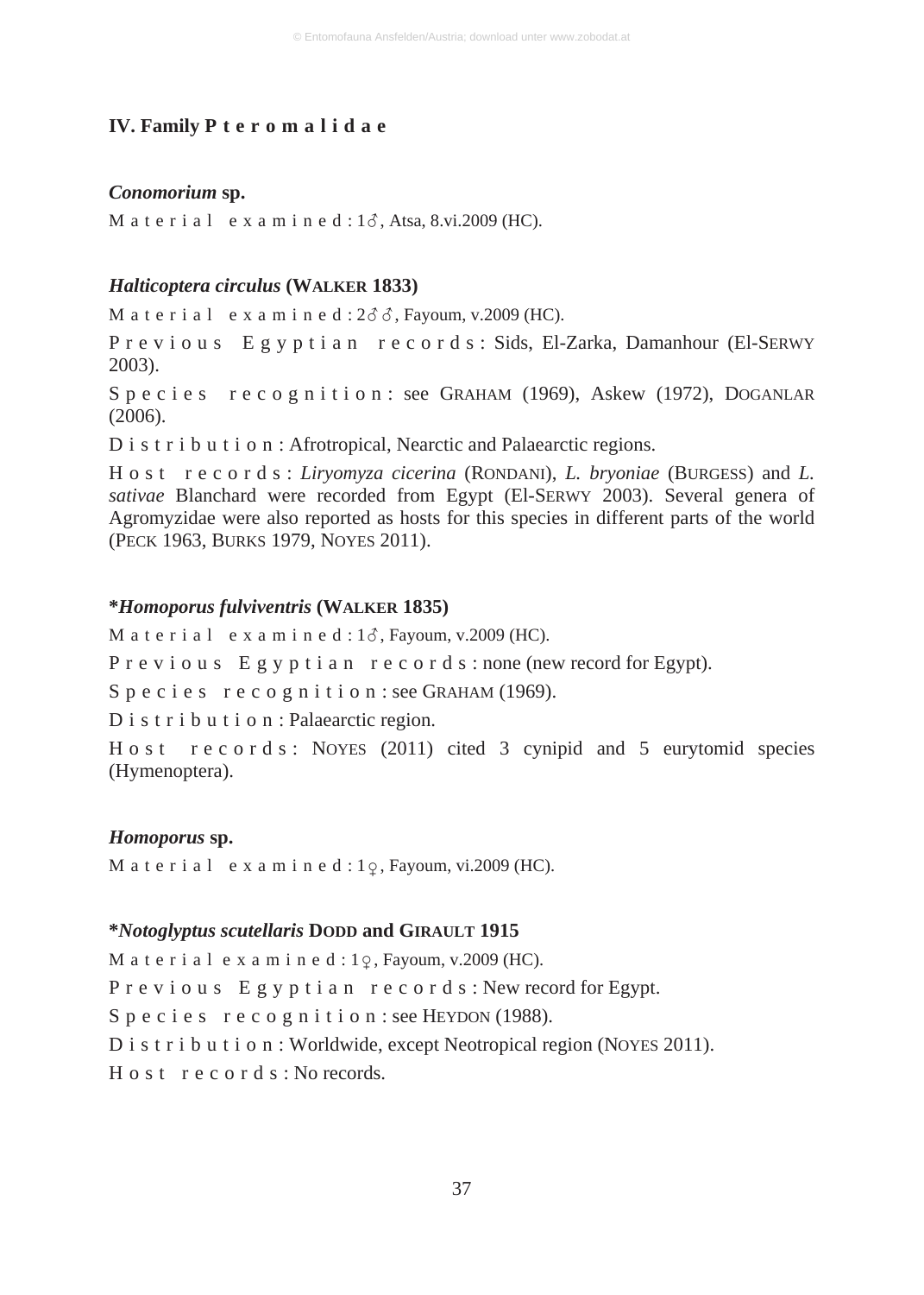## IV. Family P t e r o m a l i d a e

### *Conomorium* sp.

M a t e r i a l e x a m i n e d : 1♂, Atsa, 8.vi.2009 (HC).

### *Halticoptera circulus* (WALKER 1833)

M a t e r i a l e x a m i n e d : 2♂♂, Fayoum, v.2009 (HC).

P r e v i o u s E g y p t i a n r e c o r d s : Sids, El-Zarka, Damanhour (El-SERWY 2003).

S p e c i e s r e c o g n i t i o n : see GRAHAM (1969), Askew (1972), DOGANLAR (2006).

D i s t r i b u t i o n : Afrotropical, Nearctic and Palaearctic regions.

H o s t r e c o r d s : *Liryomyza cicerina* (RONDANI), *L. bryoniae* (BURGESS) and *L. sativae* Blanchard were recorded from Egypt (El-SERWY 2003). Several genera of Agromyzidae were also reported as hosts for this species in different parts of the world (PECK 1963, BURKS 1979, NOYES 2011).

### **Homoporus fulviventris* (WALKER 1835)

M a t e r i a l e x a m i n e d : 1♂, Fayoum, v.2009 (HC).

P r e v i o u s E g y p t i a n r e c o r d s : none (new record for Egypt).

S p e c i e s r e c o g n i t i o n : see GRAHAM (1969).

D i s t r i b u t i o n : Palaearctic region.

H o s t r e c o r d s : NOYES (2011) cited 3 cynipid and 5 eurytomid species (Hymenoptera).

### *Homoporus* sp.

M a t e r i a l e x a m i n e d : 1♀, Fayoum, vi.2009 (HC).

### **Notoglyptus scutellaris* DODD and GIRAULT 1915

M a t e r i a l e x a m i n e d : 1♀, Fayoum, v.2009 (HC).

P r e v i o u s E g y p t i a n r e c o r d s : New record for Egypt.

S p e c i e s r e c o g n i t i o n : see HEYDON (1988).

D i s t r i b u t i o n : Worldwide, except Neotropical region (NOYES 2011).

H o s t r e c o r d s : No records.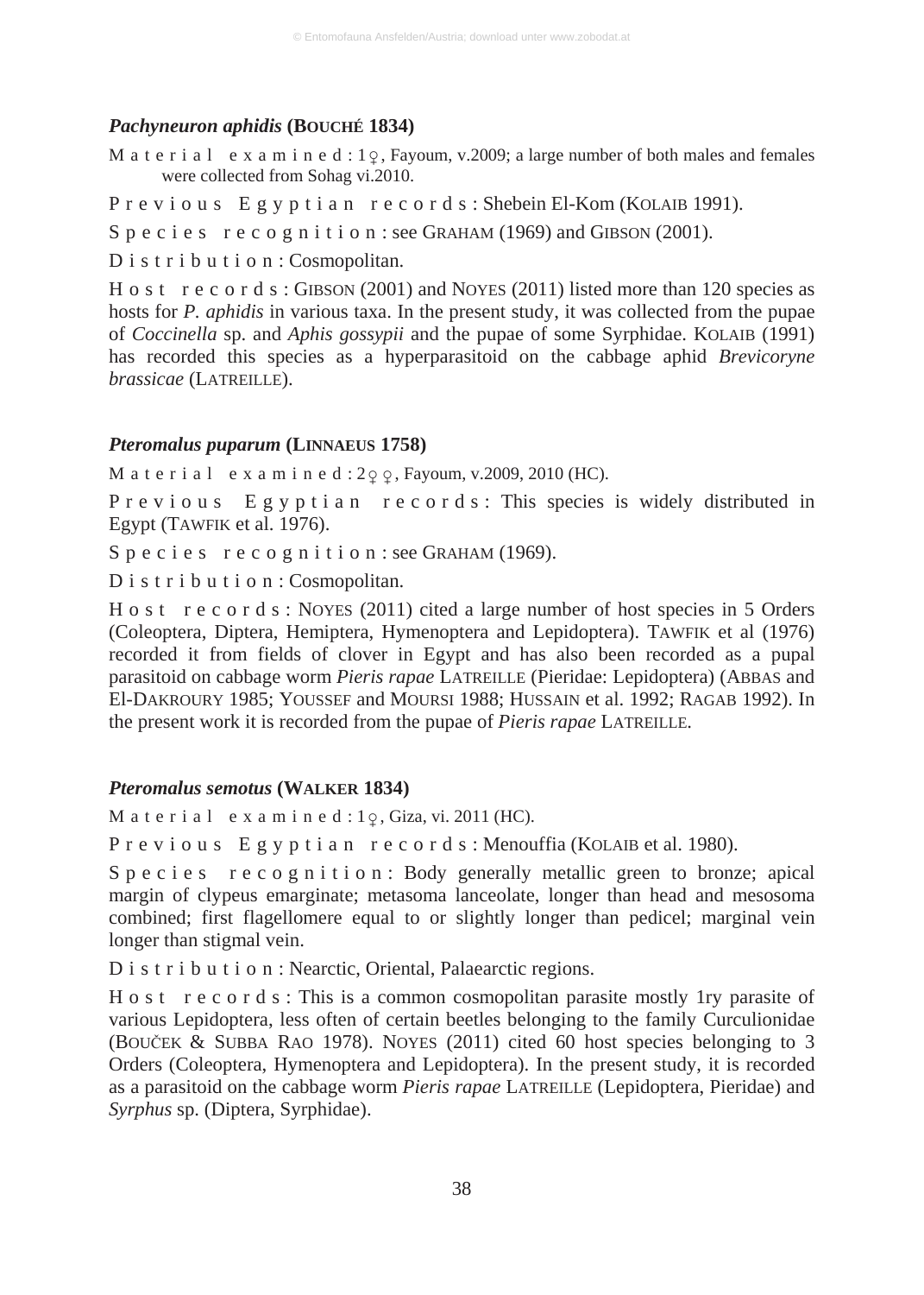### *Pachyneuron aphidis* (BOUCHÉ 1834)

Material examined: 1♀, Fayoum, v.2009; a large number of both males and females were collected from Sohag vi.2010.

Previous Egyptian records: Shebein El-Kom (KOLAIB 1991).

Species recognition: see GRAHAM (1969) and GIBSON (2001).

Distribution: Cosmopolitan.

Host records: GIBSON (2001) and NOYES (2011) listed more than 120 species as hosts for *P. aphidis* in various taxa. In the present study, it was collected from the pupae of *Coccinella* sp. and *Aphis gossypii* and the pupae of some Syrphidae. KOLAIB (1991) has recorded this species as a hyperparasitoid on the cabbage aphid *Brevicoryne brassicae* (LATREILLE).

### *Pteromalus puparum* (LINNAEUS 1758)

Material examined: 2♀♀, Fayoum, v.2009, 2010 (HC).

Previous Egyptian records: This species is widely distributed in Egypt (TAWFIK et al. 1976).

Species recognition: see GRAHAM (1969).

Distribution: Cosmopolitan.

Host records: NOYES (2011) cited a large number of host species in 5 Orders (Coleoptera, Diptera, Hemiptera, Hymenoptera and Lepidoptera). TAWFIK et al (1976) recorded it from fields of clover in Egypt and has also been recorded as a pupal parasitoid on cabbage worm *Pieris rapae* LATREILLE (Pieridae: Lepidoptera) (ABBAS and El-DAKROURY 1985; YOUSSEF and MOURSI 1988; HUSSAIN et al. 1992; RAGAB 1992). In the present work it is recorded from the pupae of *Pieris rapae* LATREILLE.

### *Pteromalus semotus* (WALKER 1834)

Material examined: 1♀, Giza, vi. 2011 (HC).

Previous Egyptian records: Menouffia (KOLAIB et al. 1980).

Species recognition: Body generally metallic green to bronze; apical margin of clypeus emarginate; metasoma lanceolate, longer than head and mesosoma combined; first flagellomere equal to or slightly longer than pedicel; marginal vein longer than stigmal vein.

Distribution: Nearctic, Oriental, Palaearctic regions.

Host records: This is a common cosmopolitan parasite mostly 1ry parasite of various Lepidoptera, less often of certain beetles belonging to the family Curculionidae (BOUČEK & SUBBA RAO 1978). NOYES (2011) cited 60 host species belonging to 3 Orders (Coleoptera, Hymenoptera and Lepidoptera). In the present study, it is recorded as a parasitoid on the cabbage worm *Pieris rapae* LATREILLE (Lepidoptera, Pieridae) and *Syrphus* sp. (Diptera, Syrphidae).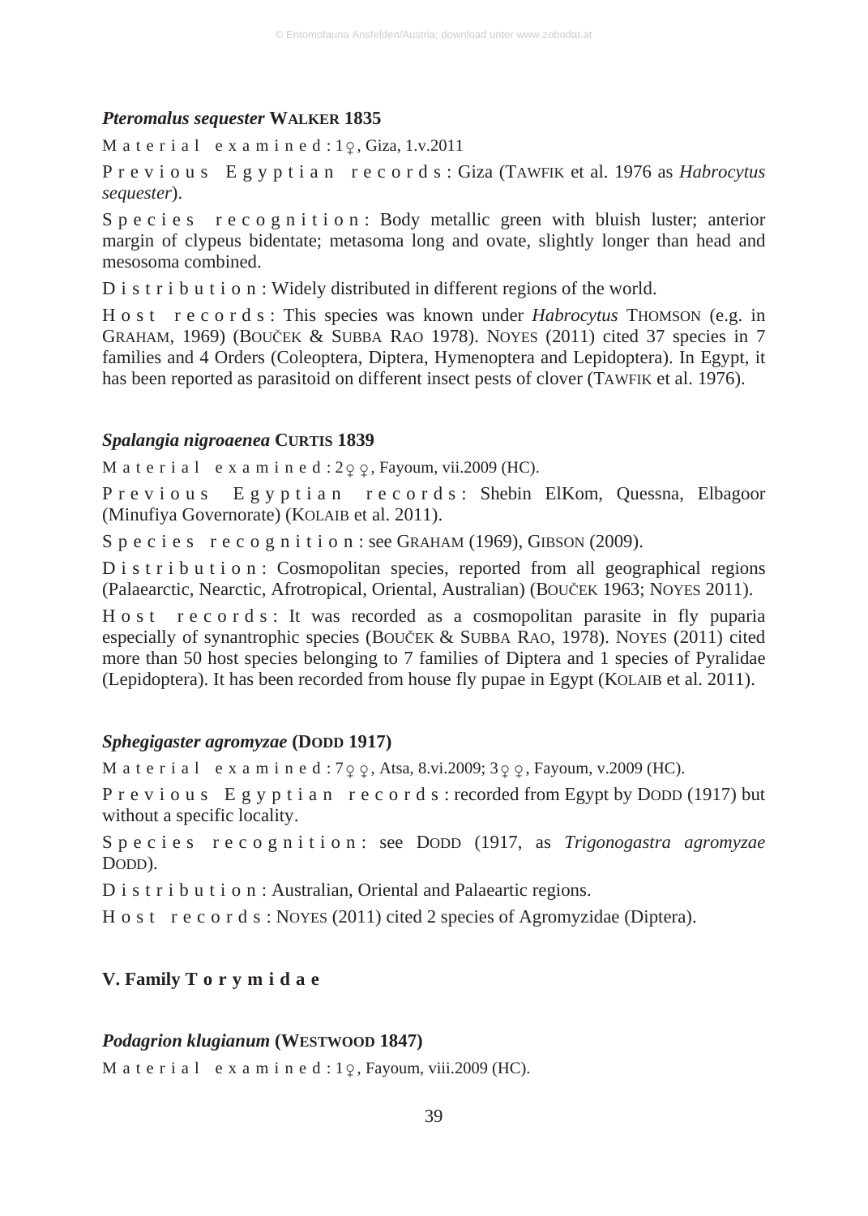### *Pteromalus sequester* WALKER 1835

Material examined: 1♀, Giza, 1.v.2011

Previous Egyptian records: Giza (TAWFIK et al. 1976 as *Habrocytus sequester*).

Species recognition: Body metallic green with bluish luster; anterior margin of clypeus bidentate; metasoma long and ovate, slightly longer than head and mesosoma combined.

Distribution: Widely distributed in different regions of the world.

Host records: This species was known under *Habrocytus* THOMSON (e.g. in GRAHAM, 1969) (BOUČEK & SUBBA RAO 1978). NOYES (2011) cited 37 species in 7 families and 4 Orders (Coleoptera, Diptera, Hymenoptera and Lepidoptera). In Egypt, it has been reported as parasitoid on different insect pests of clover (TAWFIK et al. 1976).

### *Spalangia nigroaenea* CURTIS 1839

Material examined: 2♀♀, Fayoum, vii.2009 (HC).

Previous Egyptian records: Shebin ElKom, Quessna, Elbagoor (Minufiya Governorate) (KOLAIB et al. 2011).

Species recognition: see GRAHAM (1969), GIBSON (2009).

Distribution: Cosmopolitan species, reported from all geographical regions (Palaearctic, Nearctic, Afrotropical, Oriental, Australian) (BOUČEK 1963; NOYES 2011).

Host records: It was recorded as a cosmopolitan parasite in fly puparia especially of synantrophic species (BOUČEK & SUBBA RAO, 1978). NOYES (2011) cited more than 50 host species belonging to 7 families of Diptera and 1 species of Pyralidae (Lepidoptera). It has been recorded from house fly pupae in Egypt (KOLAIB et al. 2011).

### *Sphegigaster agromyzae* (DODD 1917)

Material examined: 7♀♀, Atsa, 8.vi.2009; 3♀♀, Fayoum, v.2009 (HC).

Previous Egyptian records: recorded from Egypt by DODD (1917) but without a specific locality.

Species recognition: see DODD (1917, as *Trigonogastra agromyzae* DODD).

Distribution: Australian, Oriental and Palaeartic regions.

Host records: NOYES (2011) cited 2 species of Agromyzidae (Diptera).

## V. Family Torymidae

### *Podagrion klugianum* (WESTWOOD 1847)

Material examined: 1♀, Fayoum, viii.2009 (HC).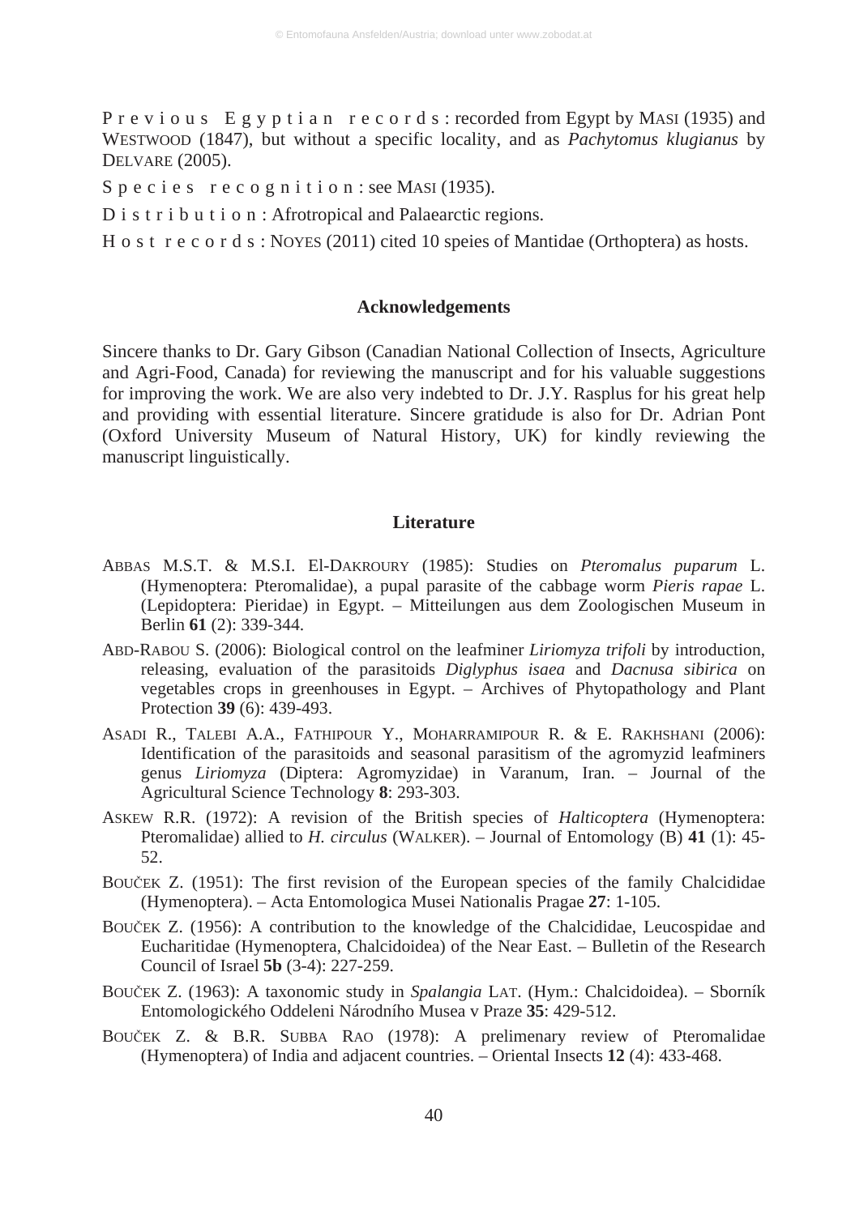Previous Egyptian records: recorded from Egypt by MASI (1935) and WESTWOOD (1847), but without a specific locality, and as *Pachytomus klugianus* by DELVARE (2005).

Species recognition: see MASI (1935).

Distribution: Afrotropical and Palaearctic regions.

Host records: NOYES (2011) cited 10 speies of Mantidae (Orthoptera) as hosts.

## Acknowledgements

Sincere thanks to Dr. Gary Gibson (Canadian National Collection of Insects, Agriculture and Agri-Food, Canada) for reviewing the manuscript and for his valuable suggestions for improving the work. We are also very indebted to Dr. J.Y. Rasplus for his great help and providing with essential literature. Sincere gratidude is also for Dr. Adrian Pont (Oxford University Museum of Natural History, UK) for kindly reviewing the manuscript linguistically.

## Literature

ABBAS M.S.T. & M.S.I. El-DAKROURY (1985): Studies on *Pteromalus puparum* L. (Hymenoptera: Pteromalidae), a pupal parasite of the cabbage worm *Pieris rapae* L. (Lepidoptera: Pieridae) in Egypt. – Mitteilungen aus dem Zoologischen Museum in Berlin **61** (2): 339-344.

ABD-RABOU S. (2006): Biological control on the leafminer *Liriomyza trifoli* by introduction, releasing, evaluation of the parasitoids *Diglyphus isaea* and *Dacnusa sibirica* on vegetables crops in greenhouses in Egypt. – Archives of Phytopathology and Plant Protection **39** (6): 439-493.

ASADI R., TALEBI A.A., FATHIPOUR Y., MOHARRAMIPOUR R. & E. RAKHSHANI (2006): Identification of the parasitoids and seasonal parasitism of the agromyzid leafminers genus *Liriomyza* (Diptera: Agromyzidae) in Varanum, Iran. – Journal of the Agricultural Science Technology **8**: 293-303.

ASKEW R.R. (1972): A revision of the British species of *Halticoptera* (Hymenoptera: Pteromalidae) allied to *H. circulus* (WALKER). – Journal of Entomology (B) **41** (1): 45-52.

BOUČEK Z. (1951): The first revision of the European species of the family Chalcididae (Hymenoptera). – Acta Entomologica Musei Nationalis Pragae **27**: 1-105.

BOUČEK Z. (1956): A contribution to the knowledge of the Chalcididae, Leucospidae and Eucharitidae (Hymenoptera, Chalcidoidea) of the Near East. – Bulletin of the Research Council of Israel **5b** (3-4): 227-259.

BOUČEK Z. (1963): A taxonomic study in *Spalangia* LAT. (Hym.: Chalcidoidea). – Sborník Entomologického Oddeleni Národního Musea v Praze **35**: 429-512.

BOUČEK Z. & B.R. SUBBA RAO (1978): A prelimenary review of Pteromalidae (Hymenoptera) of India and adjacent countries. – Oriental Insects **12** (4): 433-468.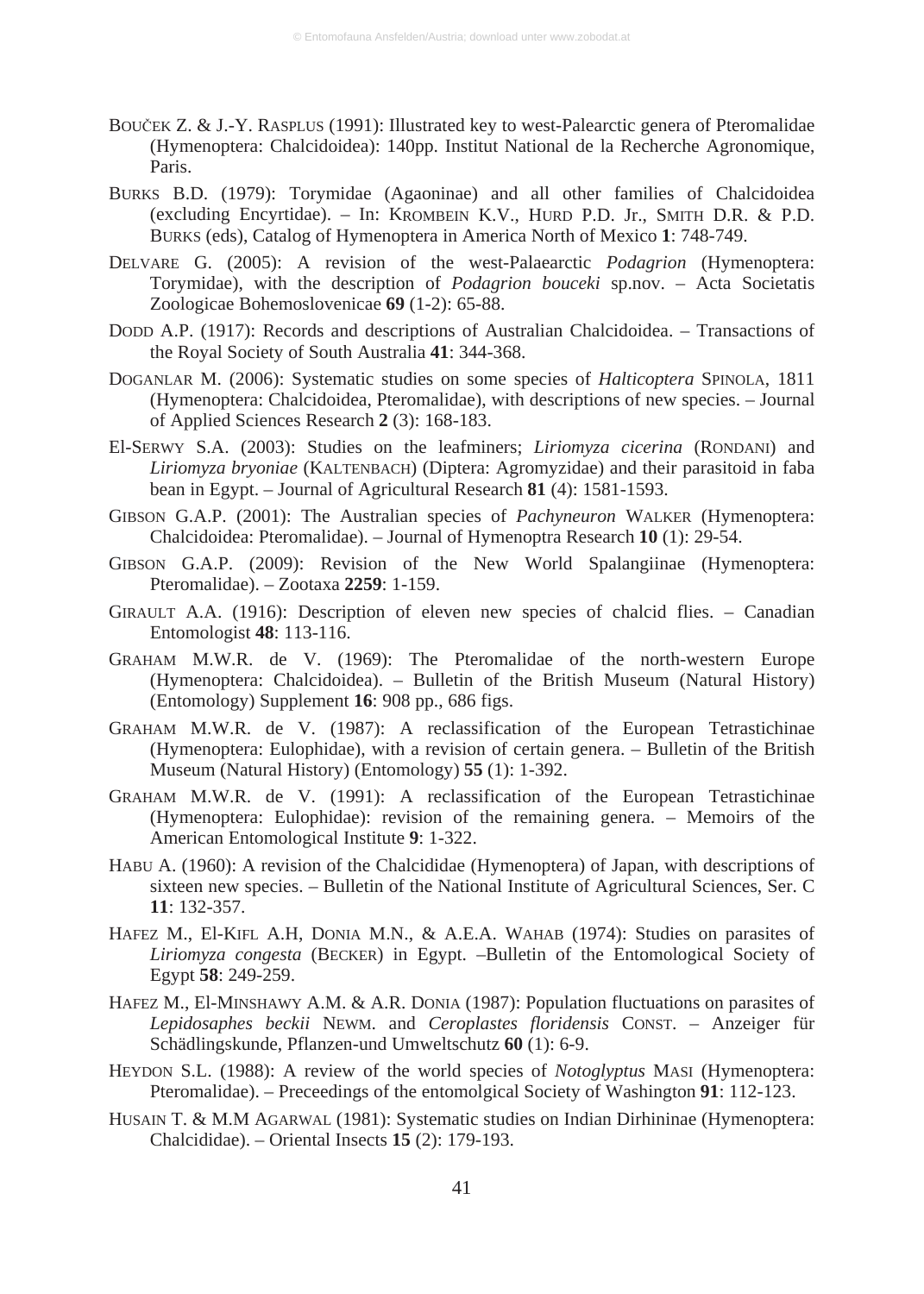BOUČEK Z. & J.-Y. RASPLUS (1991): Illustrated key to west-Palearctic genera of Pteromalidae (Hymenoptera: Chalcidoidea): 140pp. Institut National de la Recherche Agronomique, Paris.

BURKS B.D. (1979): Torymidae (Agaoninae) and all other families of Chalcidoidea (excluding Encyrtidae). – In: KROMBEIN K.V., HURD P.D. Jr., SMITH D.R. & P.D. BURKS (eds), Catalog of Hymenoptera in America North of Mexico **1**: 748-749.

DELVARE G. (2005): A revision of the west-Palaearctic *Podagrion* (Hymenoptera: Torymidae), with the description of *Podagrion bouceki* sp.nov. – Acta Societatis Zoologicae Bohemoslovenicae **69** (1-2): 65-88.

DODD A.P. (1917): Records and descriptions of Australian Chalcidoidea. – Transactions of the Royal Society of South Australia **41**: 344-368.

DOGANLAR M. (2006): Systematic studies on some species of *Halticoptera* SPINOLA, 1811 (Hymenoptera: Chalcidoidea, Pteromalidae), with descriptions of new species. – Journal of Applied Sciences Research **2** (3): 168-183.

El-SERWY S.A. (2003): Studies on the leafminers; *Liriomyza cicerina* (RONDANI) and *Liriomyza bryoniae* (KALTENBACH) (Diptera: Agromyzidae) and their parasitoid in faba bean in Egypt. – Journal of Agricultural Research **81** (4): 1581-1593.

GIBSON G.A.P. (2001): The Australian species of *Pachyneuron* WALKER (Hymenoptera: Chalcidoidea: Pteromalidae). – Journal of Hymenoptra Research **10** (1): 29-54.

GIBSON G.A.P. (2009): Revision of the New World Spalangiinae (Hymenoptera: Pteromalidae). – Zootaxa **2259**: 1-159.

GIRAULT A.A. (1916): Description of eleven new species of chalcid flies. – Canadian Entomologist **48**: 113-116.

GRAHAM M.W.R. de V. (1969): The Pteromalidae of the north-western Europe (Hymenoptera: Chalcidoidea). – Bulletin of the British Museum (Natural History) (Entomology) Supplement **16**: 908 pp., 686 figs.

GRAHAM M.W.R. de V. (1987): A reclassification of the European Tetrastichinae (Hymenoptera: Eulophidae), with a revision of certain genera. – Bulletin of the British Museum (Natural History) (Entomology) **55** (1): 1-392.

GRAHAM M.W.R. de V. (1991): A reclassification of the European Tetrastichinae (Hymenoptera: Eulophidae): revision of the remaining genera. – Memoirs of the American Entomological Institute **9**: 1-322.

HABU A. (1960): A revision of the Chalcididae (Hymenoptera) of Japan, with descriptions of sixteen new species. – Bulletin of the National Institute of Agricultural Sciences, Ser. C **11**: 132-357.

HAFEZ M., El-KIFL A.H, DONIA M.N., & A.E.A. WAHAB (1974): Studies on parasites of *Liriomyza congesta* (BECKER) in Egypt. –Bulletin of the Entomological Society of Egypt **58**: 249-259.

HAFEZ M., El-MINSHAWY A.M. & A.R. DONIA (1987): Population fluctuations on parasites of *Lepidosaphes beckii* NEWM. and *Ceroplastes floridensis* CONST. – Anzeiger für Schädlingskunde, Pflanzen-und Umweltschutz **60** (1): 6-9.

HEYDON S.L. (1988): A review of the world species of *Notoglyptus* MASI (Hymenoptera: Pteromalidae). – Preceedings of the entomolgical Society of Washington **91**: 112-123.

HUSAIN T. & M.M AGARWAL (1981): Systematic studies on Indian Dirhininae (Hymenoptera: Chalcididae). – Oriental Insects **15** (2): 179-193.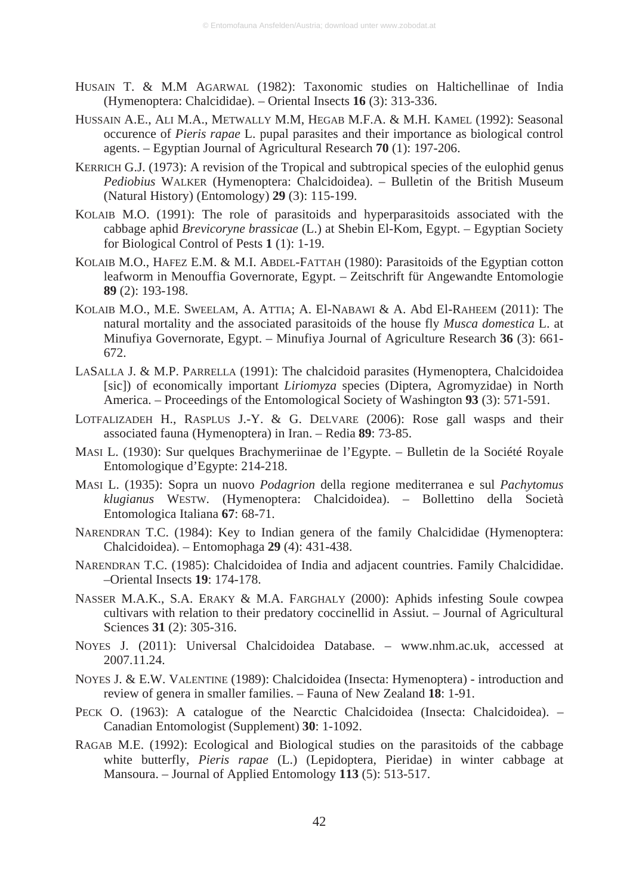HUSAIN T. & M.M AGARWAL (1982): Taxonomic studies on Haltichellinae of India (Hymenoptera: Chalcididae). – Oriental Insects **16** (3): 313-336.

HUSSAIN A.E., ALI M.A., METWALLY M.M, HEGAB M.F.A. & M.H. KAMEL (1992): Seasonal occurence of *Pieris rapae* L. pupal parasites and their importance as biological control agents. – Egyptian Journal of Agricultural Research **70** (1): 197-206.

KERRICH G.J. (1973): A revision of the Tropical and subtropical species of the eulophid genus *Pediobius* WALKER (Hymenoptera: Chalcidoidea). – Bulletin of the British Museum (Natural History) (Entomology) **29** (3): 115-199.

KOLAIB M.O. (1991): The role of parasitoids and hyperparasitoids associated with the cabbage aphid *Brevicoryne brassicae* (L.) at Shebin El-Kom, Egypt. – Egyptian Society for Biological Control of Pests **1** (1): 1-19.

KOLAIB M.O., HAFEZ E.M. & M.I. ABDEL-FATTAH (1980): Parasitoids of the Egyptian cotton leafworm in Menouffia Governorate, Egypt. – Zeitschrift für Angewandte Entomologie **89** (2): 193-198.

KOLAIB M.O., M.E. SWEELAM, A. ATTIA; A. El-NABAWI & A. Abd El-RAHEEM (2011): The natural mortality and the associated parasitoids of the house fly *Musca domestica* L. at Minufiya Governorate, Egypt. – Minufiya Journal of Agriculture Research **36** (3): 661-672.

LASALLA J. & M.P. PARRELLA (1991): The chalcidoid parasites (Hymenoptera, Chalcidoidea [sic]) of economically important *Liriomyza* species (Diptera, Agromyzidae) in North America. – Proceedings of the Entomological Society of Washington **93** (3): 571-591.

LOTFALIZADEH H., RASPLUS J.-Y. & G. DELVARE (2006): Rose gall wasps and their associated fauna (Hymenoptera) in Iran. – Redia **89**: 73-85.

MASI L. (1930): Sur quelques Brachymeriinae de l'Egypte. – Bulletin de la Société Royale Entomologique d'Egypte: 214-218.

MASI L. (1935): Sopra un nuovo *Podagrion* della regione mediterranea e sul *Pachytomus klugianus* WESTW. (Hymenoptera: Chalcidoidea). – Bollettino della Società Entomologica Italiana **67**: 68-71.

NARENDRAN T.C. (1984): Key to Indian genera of the family Chalcididae (Hymenoptera: Chalcidoidea). – Entomophaga **29** (4): 431-438.

NARENDRAN T.C. (1985): Chalcidoidea of India and adjacent countries. Family Chalcididae. –Oriental Insects **19**: 174-178.

NASSER M.A.K., S.A. ERAKY & M.A. FARGHALY (2000): Aphids infesting Soule cowpea cultivars with relation to their predatory coccinellid in Assiut. – Journal of Agricultural Sciences **31** (2): 305-316.

NOYES J. (2011): Universal Chalcidoidea Database. – www.nhm.ac.uk, accessed at 2007.11.24.

NOYES J. & E.W. VALENTINE (1989): Chalcidoidea (Insecta: Hymenoptera) - introduction and review of genera in smaller families. – Fauna of New Zealand **18**: 1-91.

PECK O. (1963): A catalogue of the Nearctic Chalcidoidea (Insecta: Chalcidoidea). – Canadian Entomologist (Supplement) **30**: 1-1092.

RAGAB M.E. (1992): Ecological and Biological studies on the parasitoids of the cabbage white butterfly, *Pieris rapae* (L.) (Lepidoptera, Pieridae) in winter cabbage at Mansoura. – Journal of Applied Entomology **113** (5): 513-517.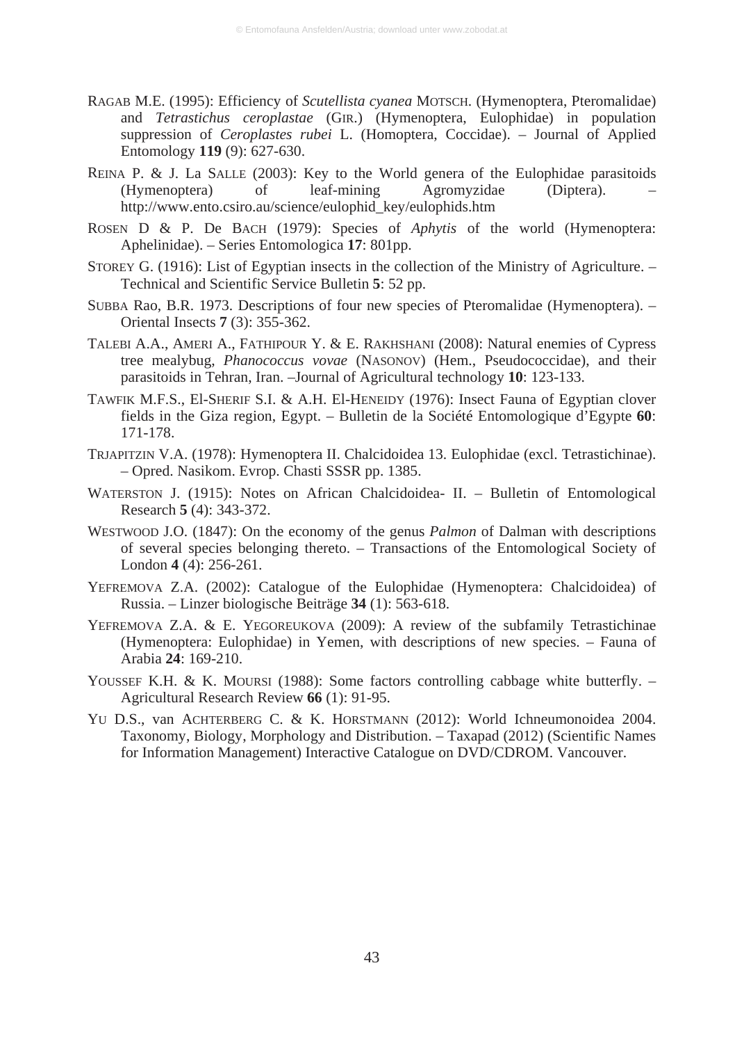RAGAB M.E. (1995): Efficiency of *Scutellista cyanea* MOTSCH. (Hymenoptera, Pteromalidae) and *Tetrastichus ceroplastae* (GIR.) (Hymenoptera, Eulophidae) in population suppression of *Ceroplastes rubei* L. (Homoptera, Coccidae). – Journal of Applied Entomology **119** (9): 627-630.

REINA P. & J. La SALLE (2003): Key to the World genera of the Eulophidae parasitoids (Hymenoptera) of leaf-mining Agromyzidae (Diptera). – http://www.ento.csiro.au/science/eulophid_key/eulophids.htm

ROSEN D & P. De BACH (1979): Species of *Aphytis* of the world (Hymenoptera: Aphelinidae). – Series Entomologica **17**: 801pp.

STOREY G. (1916): List of Egyptian insects in the collection of the Ministry of Agriculture. – Technical and Scientific Service Bulletin **5**: 52 pp.

SUBBA Rao, B.R. 1973. Descriptions of four new species of Pteromalidae (Hymenoptera). – Oriental Insects **7** (3): 355-362.

TALEBI A.A., AMERI A., FATHIPOUR Y. & E. RAKHSHANI (2008): Natural enemies of Cypress tree mealybug, *Phanococcus vovae* (NASONOV) (Hem., Pseudococcidae), and their parasitoids in Tehran, Iran. –Journal of Agricultural technology **10**: 123-133.

TAWFIK M.F.S., El-SHERIF S.I. & A.H. El-HENEIDY (1976): Insect Fauna of Egyptian clover fields in the Giza region, Egypt. – Bulletin de la Société Entomologique d'Egypte **60**: 171-178.

TRJAPITZIN V.A. (1978): Hymenoptera II. Chalcidoidea 13. Eulophidae (excl. Tetrastichinae). – Opred. Nasikom. Evrop. Chasti SSSR pp. 1385.

WATERSTON J. (1915): Notes on African Chalcidoidea- II. – Bulletin of Entomological Research **5** (4): 343-372.

WESTWOOD J.O. (1847): On the economy of the genus *Palmon* of Dalman with descriptions of several species belonging thereto. – Transactions of the Entomological Society of London **4** (4): 256-261.

YEFREMOVA Z.A. (2002): Catalogue of the Eulophidae (Hymenoptera: Chalcidoidea) of Russia. – Linzer biologische Beiträge **34** (1): 563-618.

YEFREMOVA Z.A. & E. YEGOREUKOVA (2009): A review of the subfamily Tetrastichinae (Hymenoptera: Eulophidae) in Yemen, with descriptions of new species. – Fauna of Arabia **24**: 169-210.

YOUSSEF K.H. & K. MOURSI (1988): Some factors controlling cabbage white butterfly. – Agricultural Research Review **66** (1): 91-95.

YU D.S., van ACHTERBERG C. & K. HORSTMANN (2012): World Ichneumonoidea 2004. Taxonomy, Biology, Morphology and Distribution. – Taxapad (2012) (Scientific Names for Information Management) Interactive Catalogue on DVD/CDROM. Vancouver.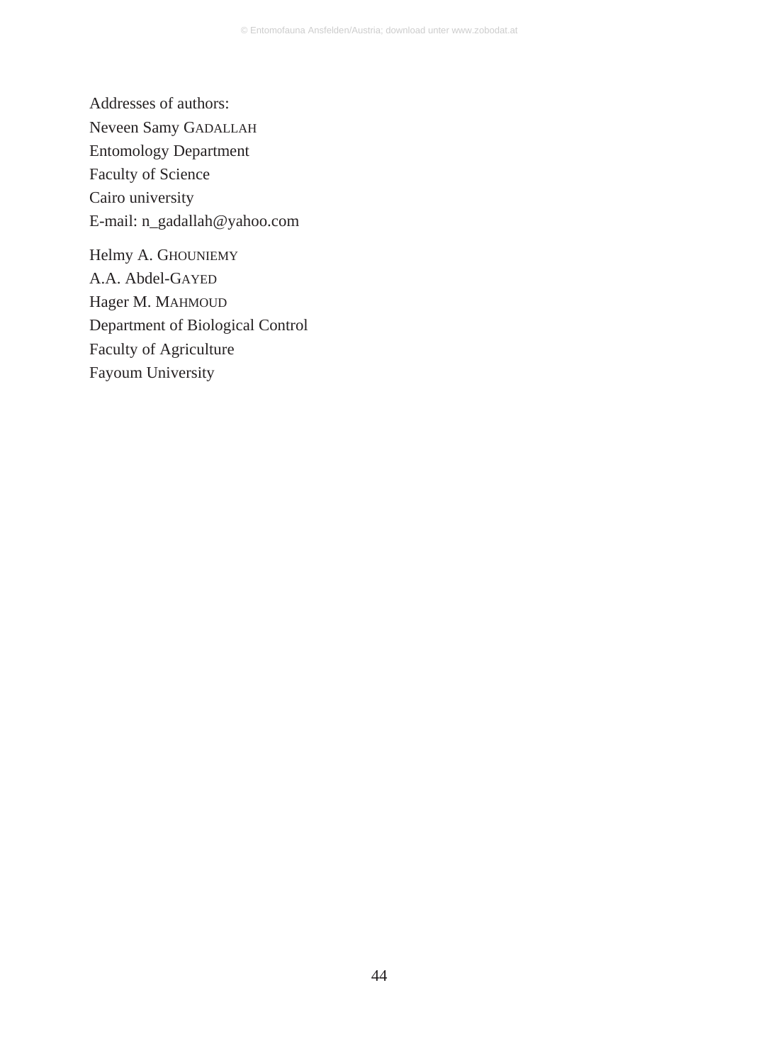Addresses of authors:
Neveen Samy GADALLAH
Entomology Department
Faculty of Science
Cairo university
E-mail: n_gadallah@yahoo.com

Helmy A. GHOUNIEMY
A.A. Abdel-GAYED
Hager M. MAHMOUD
Department of Biological Control
Faculty of Agriculture
Fayoum University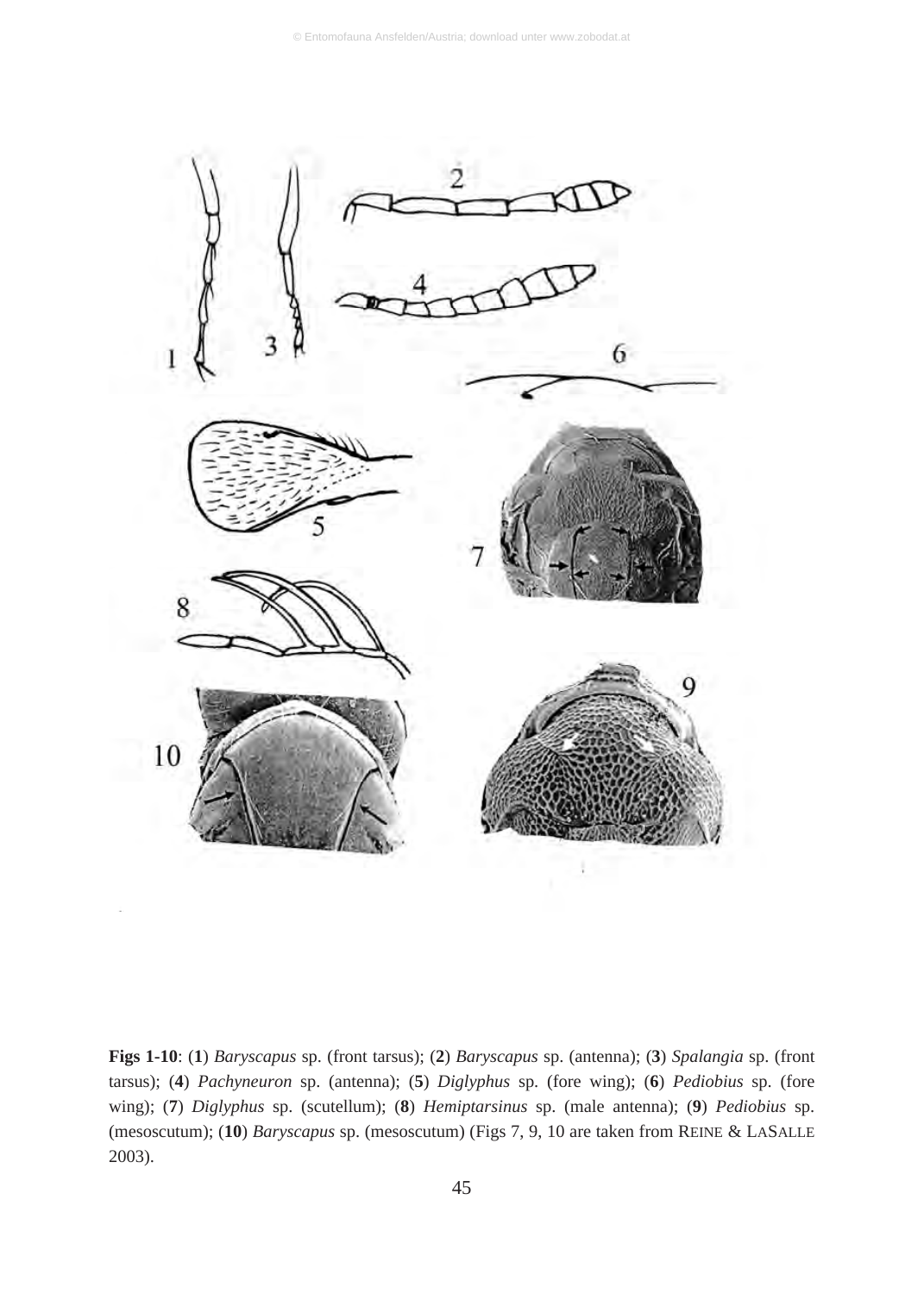**Figs 1-10**: (**1**) *Baryscapus* sp. (front tarsus); (**2**) *Baryscapus* sp. (antenna); (**3**) *Spalangia* sp. (front tarsus); (**4**) *Pachyneuron* sp. (antenna); (**5**) *Diglyphus* sp. (fore wing); (**6**) *Pediobius* sp. (fore wing); (**7**) *Diglyphus* sp. (scutellum); (**8**) *Hemiptarsinus* sp. (male antenna); (**9**) *Pediobius* sp. (mesoscutum); (**10**) *Baryscapus* sp. (mesoscutum) (Figs 7, 9, 10 are taken from REINE & LASALLE 2003).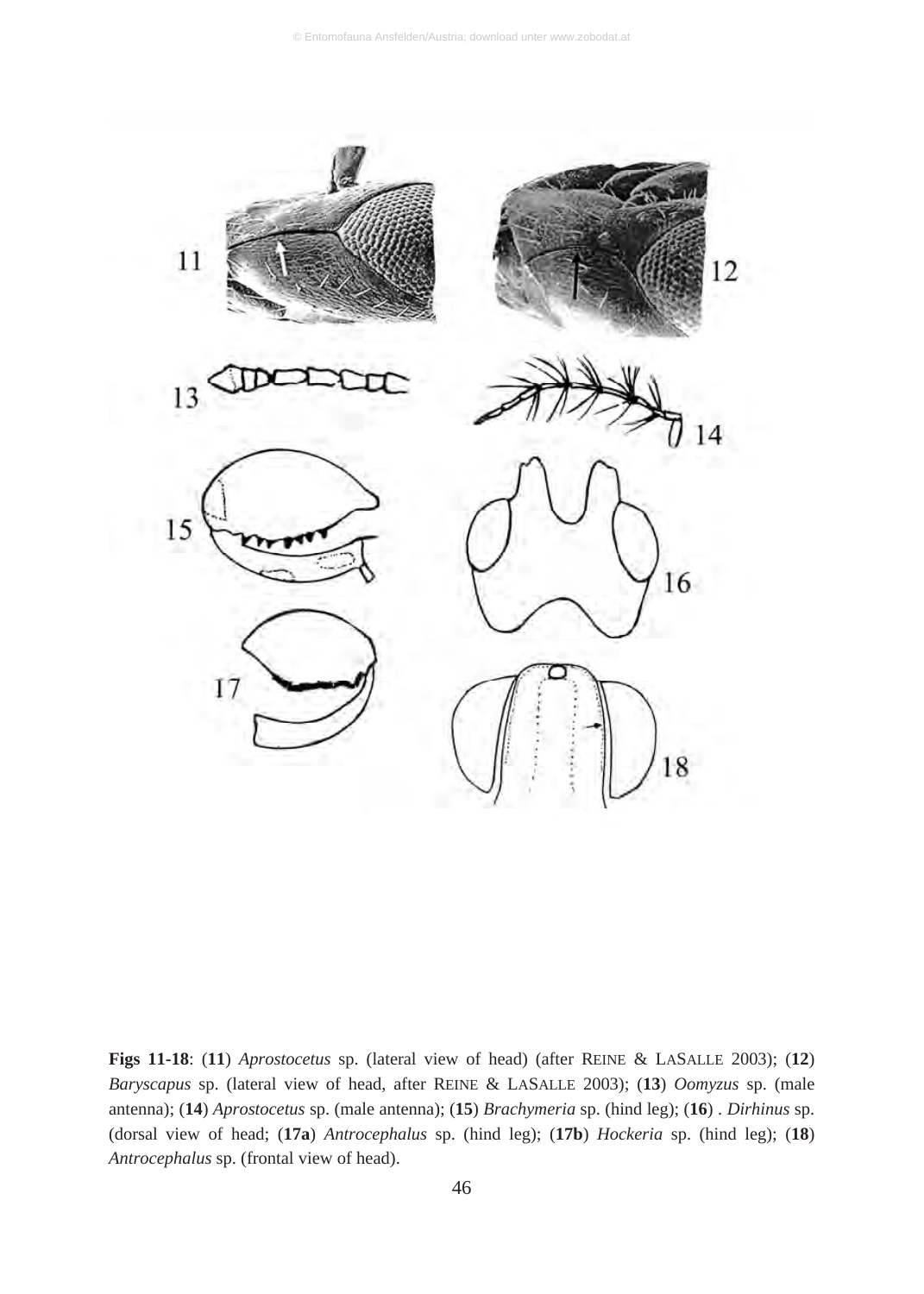**Figs 11-18**: (**11**) *Aprostocetus* sp. (lateral view of head) (after REINE & LASALLE 2003); (**12**) *Baryscapus* sp. (lateral view of head, after REINE & LASALLE 2003); (**13**) *Oomyzus* sp. (male antenna); (**14**) *Aprostocetus* sp. (male antenna); (**15**) *Brachymeria* sp. (hind leg); (**16**) . *Dirhinus* sp. (dorsal view of head; (**17a**) *Antrocephalus* sp. (hind leg); (**17b**) *Hockeria* sp. (hind leg); (**18**) *Antrocephalus* sp. (frontal view of head).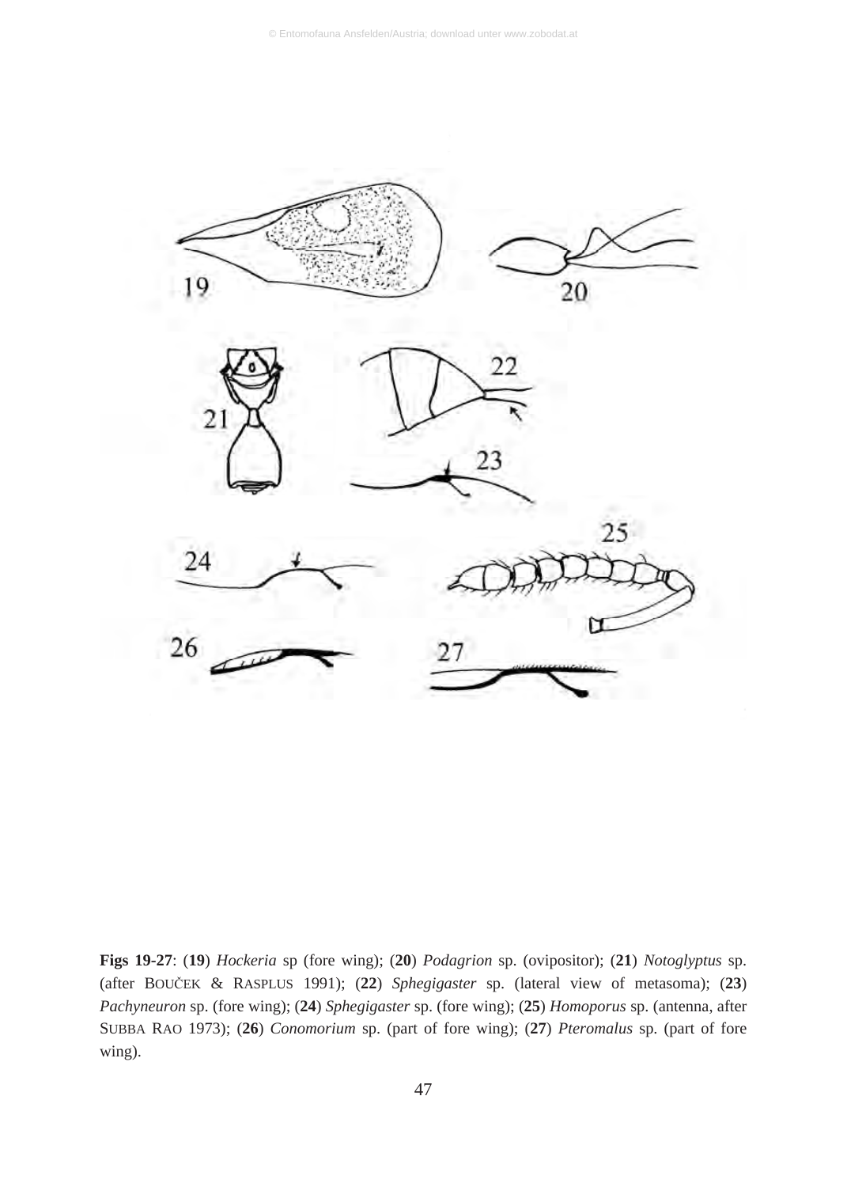**Figs 19-27**: (**19**) *Hockeria* sp (fore wing); (**20**) *Podagrion* sp. (ovipositor); (**21**) *Notoglyptus* sp. (after BOUČEK & RASPLUS 1991); (**22**) *Sphegigaster* sp. (lateral view of metasoma); (**23**) *Pachyneuron* sp. (fore wing); (**24**) *Sphegigaster* sp. (fore wing); (**25**) *Homoporus* sp. (antenna, after SUBBA RAO 1973); (**26**) *Conomorium* sp. (part of fore wing); (**27**) *Pteromalus* sp. (part of fore wing).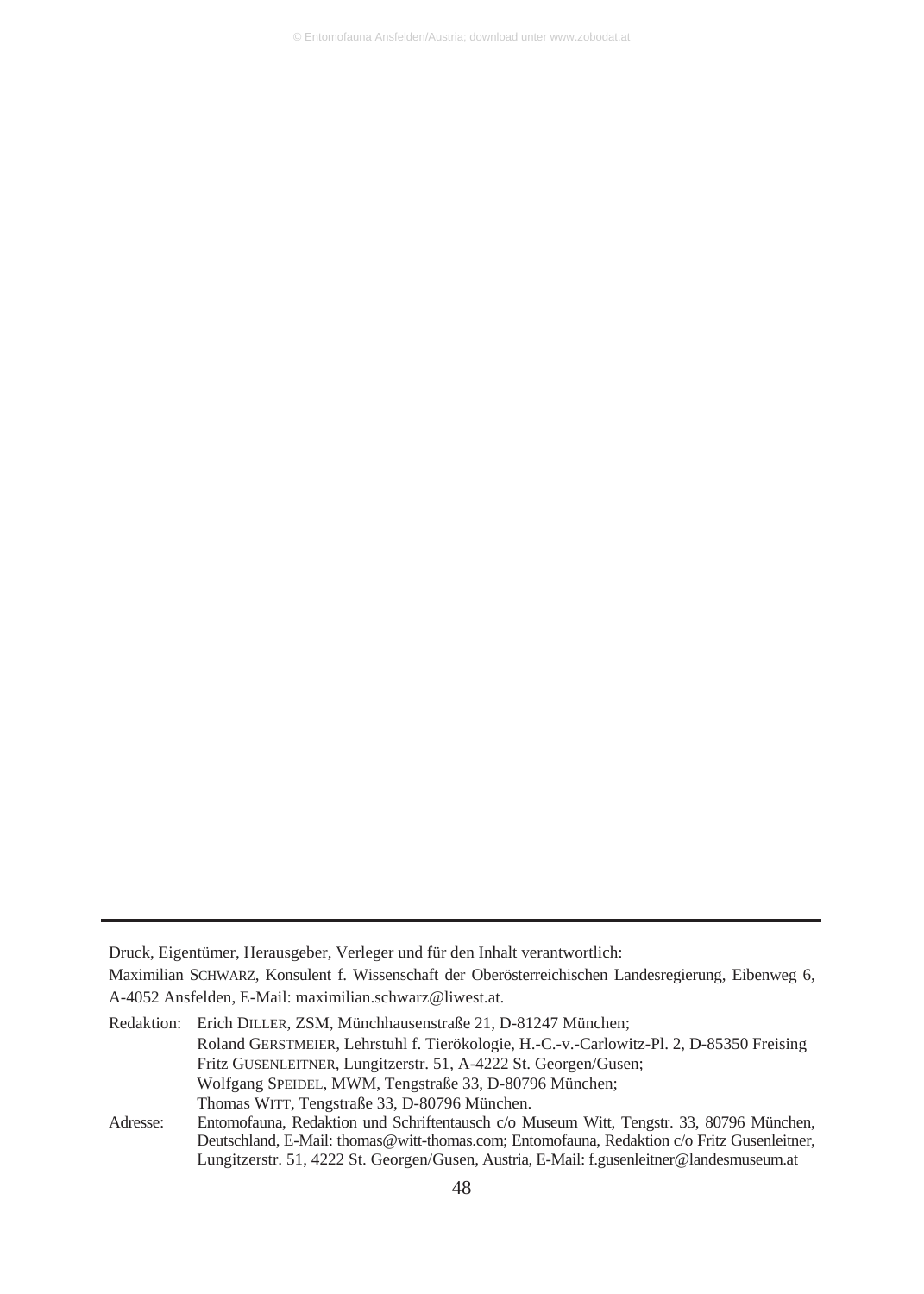Druck, Eigentümer, Herausgeber, Verleger und für den Inhalt verantwortlich:

Maximilian SCHWARZ, Konsulent f. Wissenschaft der Oberösterreichischen Landesregierung, Eibenweg 6, A-4052 Ansfelden, E-Mail: maximilian.schwarz@liwest.at.

Redaktion: Erich DILLER, ZSM, Münchhausenstraße 21, D-81247 München;
Roland GERSTMEIER, Lehrstuhl f. Tierökologie, H.-C.-v.-Carlowitz-Pl. 2, D-85350 Freising
Fritz GUSENLEITNER, Lungitzerstr. 51, A-4222 St. Georgen/Gusen;
Wolfgang SPEIDEL, MWM, Tengstraße 33, D-80796 München;
Thomas WITT, Tengstraße 33, D-80796 München.

Adresse: Entomofauna, Redaktion und Schriftentausch c/o Museum Witt, Tengstr. 33, 80796 München, Deutschland, E-Mail: thomas@witt-thomas.com; Entomofauna, Redaktion c/o Fritz Gusenleitner, Lungitzerstr. 51, 4222 St. Georgen/Gusen, Austria, E-Mail: f.gusenleitner@landesmuseum.at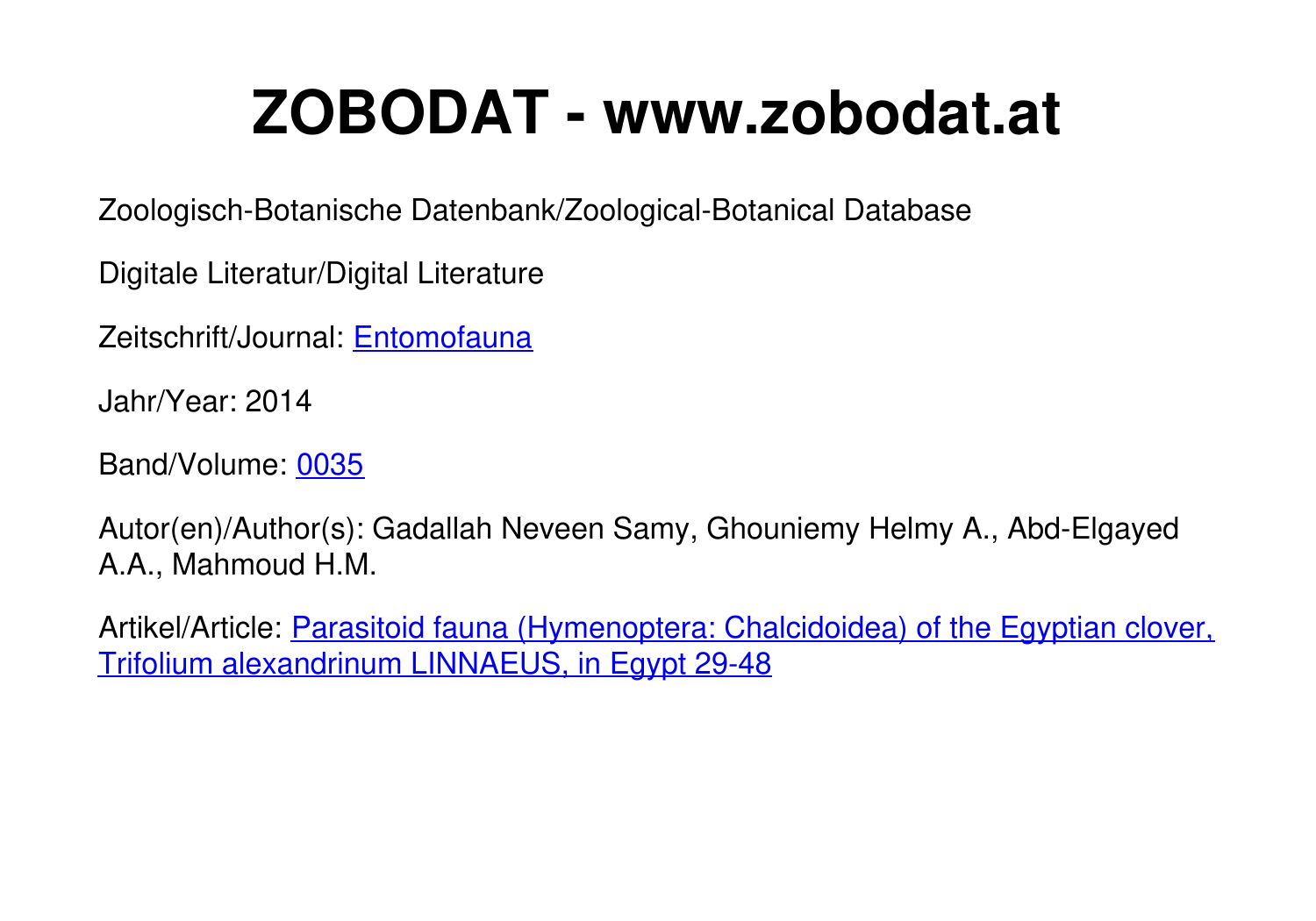# ZOBODAT - www.zobodat.at

Zoologisch-Botanische Datenbank/Zoological-Botanical Database

Digitale Literatur/Digital Literature

Zeitschrift/Journal: Entomofauna

Jahr/Year: 2014

Band/Volume: 0035

Autor(en)/Author(s): Gadallah Neveen Samy, Ghouniemy Helmy A., Abd-Elgayed A.A., Mahmoud H.M.

Artikel/Article: Parasitoid fauna (Hymenoptera: Chalcidoidea) of the Egyptian clover, Trifolium alexandrinum LINNAEUS, in Egypt 29-48